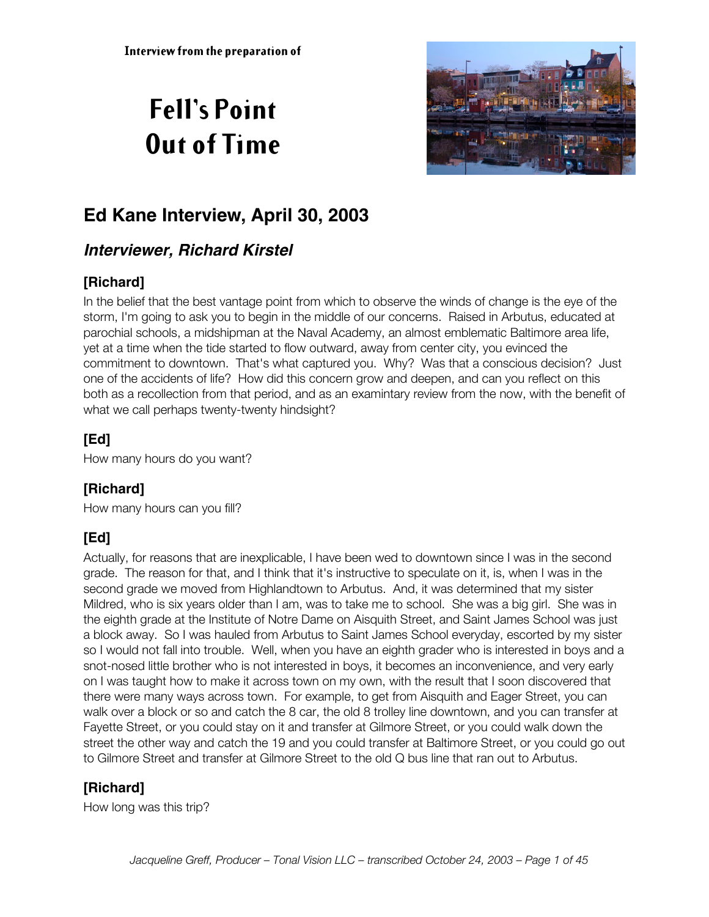Interview from the preparation of

# Fell's Point Out of Time

## Ed Kane Interview, April 30, 2003

### *Interviewer, Richard Kirstel*

**[Richard]**

In the belief that the best vantage point from which to observe the winds of change is the eye of the storm, I'm going to ask you to begin in the middle of our concerns. Raised in Arbutus, educated at parochial schools, a midshipman at the Naval Academy, an almost emblematic Baltimore area life, yet at a time when the tide started to flow outward, away from center city, you evinced the commitment to downtown. That's what captured you. Why? Was that a conscious decision? Just one of the accidents of life? How did this concern grow and deepen, and can you reflect on this both as a recollection from that period, and as an examintary review from the now, with the benefit of what we call perhaps twenty-twenty hindsight?

**[Ed]**

How many hours do you want?

**[Richard]**

How many hours can you fill?

**[Ed]**

Actually, for reasons that are inexplicable, I have been wed to downtown since I was in the second grade. The reason for that, and I think that it's instructive to speculate on it, is, when I was in the second grade we moved from Highlandtown to Arbutus. And, it was determined that my sister Mildred, who is six years older than I am, was to take me to school. She was a big girl. She was in the eighth grade at the Institute of Notre Dame on Aisquith Street, and Saint James School was just a block away. So I was hauled from Arbutus to Saint James School everyday, escorted by my sister so I would not fall into trouble. Well, when you have an eighth grader who is interested in boys and a snot-nosed little brother who is not interested in boys, it becomes an inconvenience, and very early on I was taught how to make it across town on my own, with the result that I soon discovered that there were many ways across town. For example, to get from Aisquith and Eager Street, you can walk over a block or so and catch the 8 car, the old 8 trolley line downtown, and you can transfer at Fayette Street, or you could stay on it and transfer at Gilmore Street, or you could walk down the street the other way and catch the 19 and you could transfer at Baltimore Street, or you could go out to Gilmore Street and transfer at Gilmore Street to the old Q bus line that ran out to Arbutus.

**[Richard]**

How long was this trip?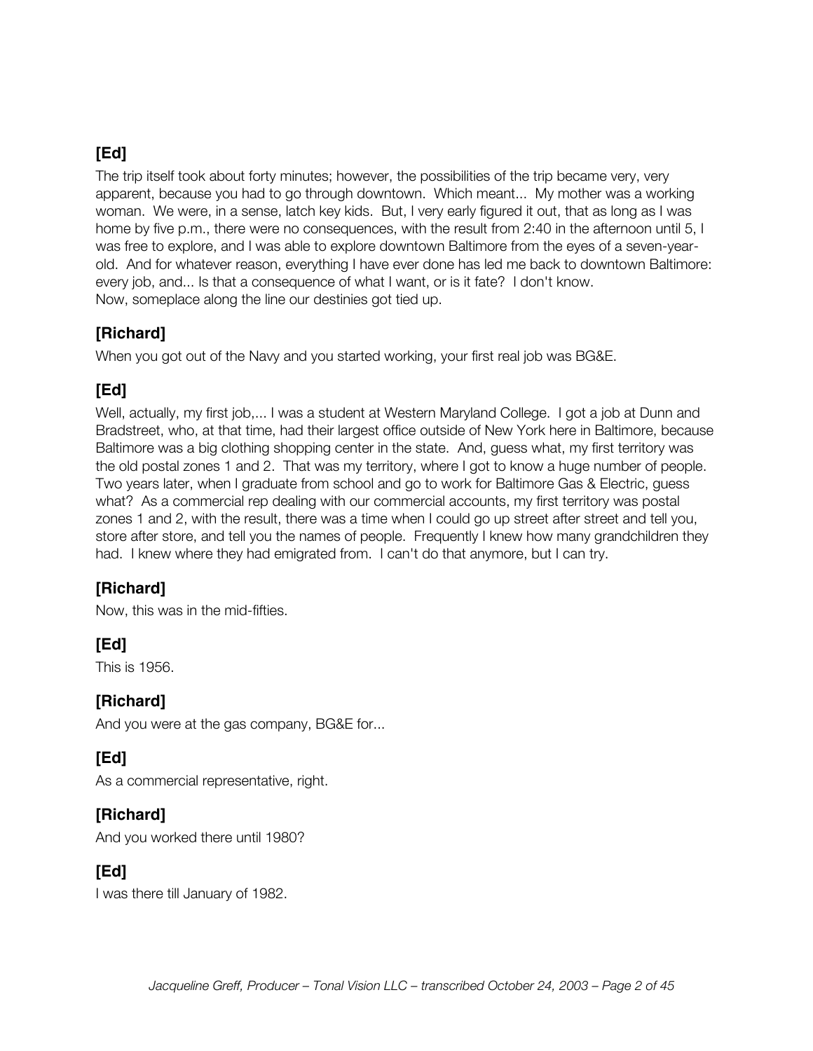**[Ed]**

The trip itself took about forty minutes; however, the possibilities of the trip became very, very apparent, because you had to go through downtown. Which meant... My mother was a working woman. We were, in a sense, latch key kids. But, I very early figured it out, that as long as I was home by five p.m., there were no consequences, with the result from 2:40 in the afternoon until 5, I was free to explore, and I was able to explore downtown Baltimore from the eyes of a seven-year-old. And for whatever reason, everything I have ever done has led me back to downtown Baltimore: every job, and... Is that a consequence of what I want, or is it fate? I don't know.
Now, someplace along the line our destinies got tied up.

**[Richard]**

When you got out of the Navy and you started working, your first real job was BG&E.

**[Ed]**

Well, actually, my first job,... I was a student at Western Maryland College. I got a job at Dunn and Bradstreet, who, at that time, had their largest office outside of New York here in Baltimore, because Baltimore was a big clothing shopping center in the state. And, guess what, my first territory was the old postal zones 1 and 2. That was my territory, where I got to know a huge number of people. Two years later, when I graduate from school and go to work for Baltimore Gas & Electric, guess what? As a commercial rep dealing with our commercial accounts, my first territory was postal zones 1 and 2, with the result, there was a time when I could go up street after street and tell you, store after store, and tell you the names of people. Frequently I knew how many grandchildren they had. I knew where they had emigrated from. I can't do that anymore, but I can try.

**[Richard]**

Now, this was in the mid-fifties.

**[Ed]**

This is 1956.

**[Richard]**

And you were at the gas company, BG&E for...

**[Ed]**

As a commercial representative, right.

**[Richard]**

And you worked there until 1980?

**[Ed]**

I was there till January of 1982.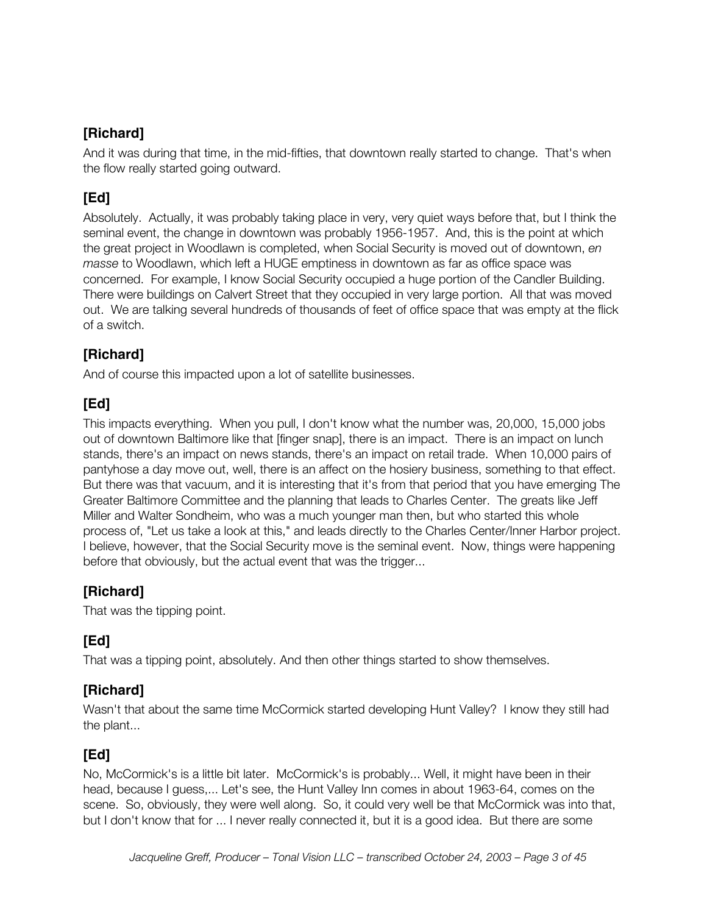## [Richard]

And it was during that time, in the mid-fifties, that downtown really started to change. That's when the flow really started going outward.

## [Ed]

Absolutely. Actually, it was probably taking place in very, very quiet ways before that, but I think the seminal event, the change in downtown was probably 1956-1957. And, this is the point at which the great project in Woodlawn is completed, when Social Security is moved out of downtown, *en masse* to Woodlawn, which left a HUGE emptiness in downtown as far as office space was concerned. For example, I know Social Security occupied a huge portion of the Candler Building. There were buildings on Calvert Street that they occupied in very large portion. All that was moved out. We are talking several hundreds of thousands of feet of office space that was empty at the flick of a switch.

## [Richard]

And of course this impacted upon a lot of satellite businesses.

## [Ed]

This impacts everything. When you pull, I don't know what the number was, 20,000, 15,000 jobs out of downtown Baltimore like that [finger snap], there is an impact. There is an impact on lunch stands, there's an impact on news stands, there's an impact on retail trade. When 10,000 pairs of pantyhose a day move out, well, there is an affect on the hosiery business, something to that effect. But there was that vacuum, and it is interesting that it's from that period that you have emerging The Greater Baltimore Committee and the planning that leads to Charles Center. The greats like Jeff Miller and Walter Sondheim, who was a much younger man then, but who started this whole process of, "Let us take a look at this," and leads directly to the Charles Center/Inner Harbor project. I believe, however, that the Social Security move is the seminal event. Now, things were happening before that obviously, but the actual event that was the trigger...

## [Richard]

That was the tipping point.

## [Ed]

That was a tipping point, absolutely. And then other things started to show themselves.

## [Richard]

Wasn't that about the same time McCormick started developing Hunt Valley? I know they still had the plant...

## [Ed]

No, McCormick's is a little bit later. McCormick's is probably... Well, it might have been in their head, because I guess,... Let's see, the Hunt Valley Inn comes in about 1963-64, comes on the scene. So, obviously, they were well along. So, it could very well be that McCormick was into that, but I don't know that for ... I never really connected it, but it is a good idea. But there are some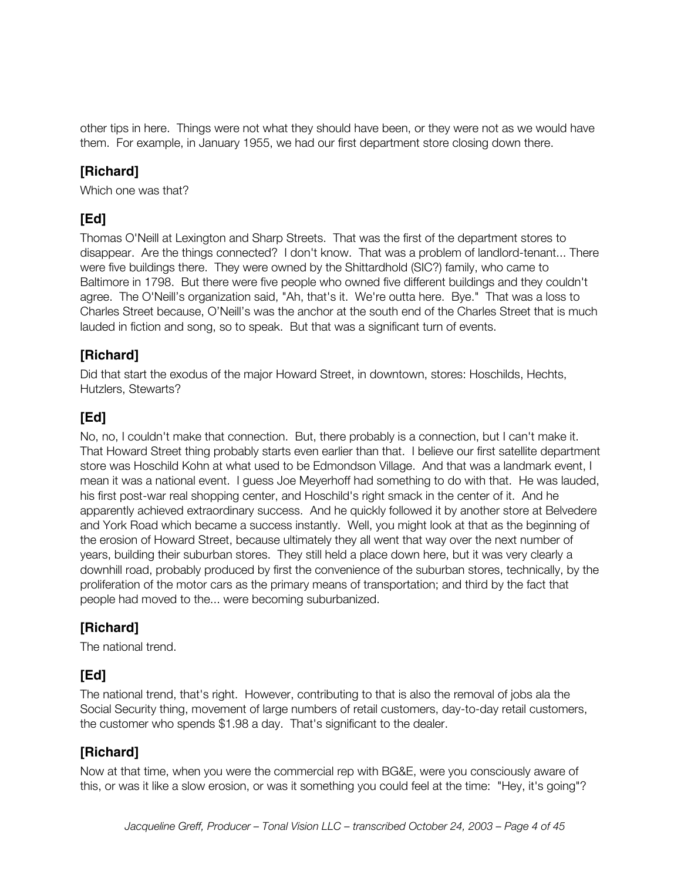other tips in here. Things were not what they should have been, or they were not as we would have them. For example, in January 1955, we had our first department store closing down there.

### [Richard]

Which one was that?

### [Ed]

Thomas O'Neill at Lexington and Sharp Streets. That was the first of the department stores to disappear. Are the things connected? I don't know. That was a problem of landlord-tenant... There were five buildings there. They were owned by the Shittardhold (SIC?) family, who came to Baltimore in 1798. But there were five people who owned five different buildings and they couldn't agree. The O'Neill's organization said, "Ah, that's it. We're outta here. Bye." That was a loss to Charles Street because, O'Neill's was the anchor at the south end of the Charles Street that is much lauded in fiction and song, so to speak. But that was a significant turn of events.

### [Richard]

Did that start the exodus of the major Howard Street, in downtown, stores: Hoschilds, Hechts, Hutzlers, Stewarts?

### [Ed]

No, no, I couldn't make that connection. But, there probably is a connection, but I can't make it. That Howard Street thing probably starts even earlier than that. I believe our first satellite department store was Hoschild Kohn at what used to be Edmondson Village. And that was a landmark event, I mean it was a national event. I guess Joe Meyerhoff had something to do with that. He was lauded, his first post-war real shopping center, and Hoschild's right smack in the center of it. And he apparently achieved extraordinary success. And he quickly followed it by another store at Belvedere and York Road which became a success instantly. Well, you might look at that as the beginning of the erosion of Howard Street, because ultimately they all went that way over the next number of years, building their suburban stores. They still held a place down here, but it was very clearly a downhill road, probably produced by first the convenience of the suburban stores, technically, by the proliferation of the motor cars as the primary means of transportation; and third by the fact that people had moved to the... were becoming suburbanized.

### [Richard]

The national trend.

### [Ed]

The national trend, that's right. However, contributing to that is also the removal of jobs ala the Social Security thing, movement of large numbers of retail customers, day-to-day retail customers, the customer who spends $1.98 a day. That's significant to the dealer.

### [Richard]

Now at that time, when you were the commercial rep with BG&E, were you consciously aware of this, or was it like a slow erosion, or was it something you could feel at the time: "Hey, it's going"?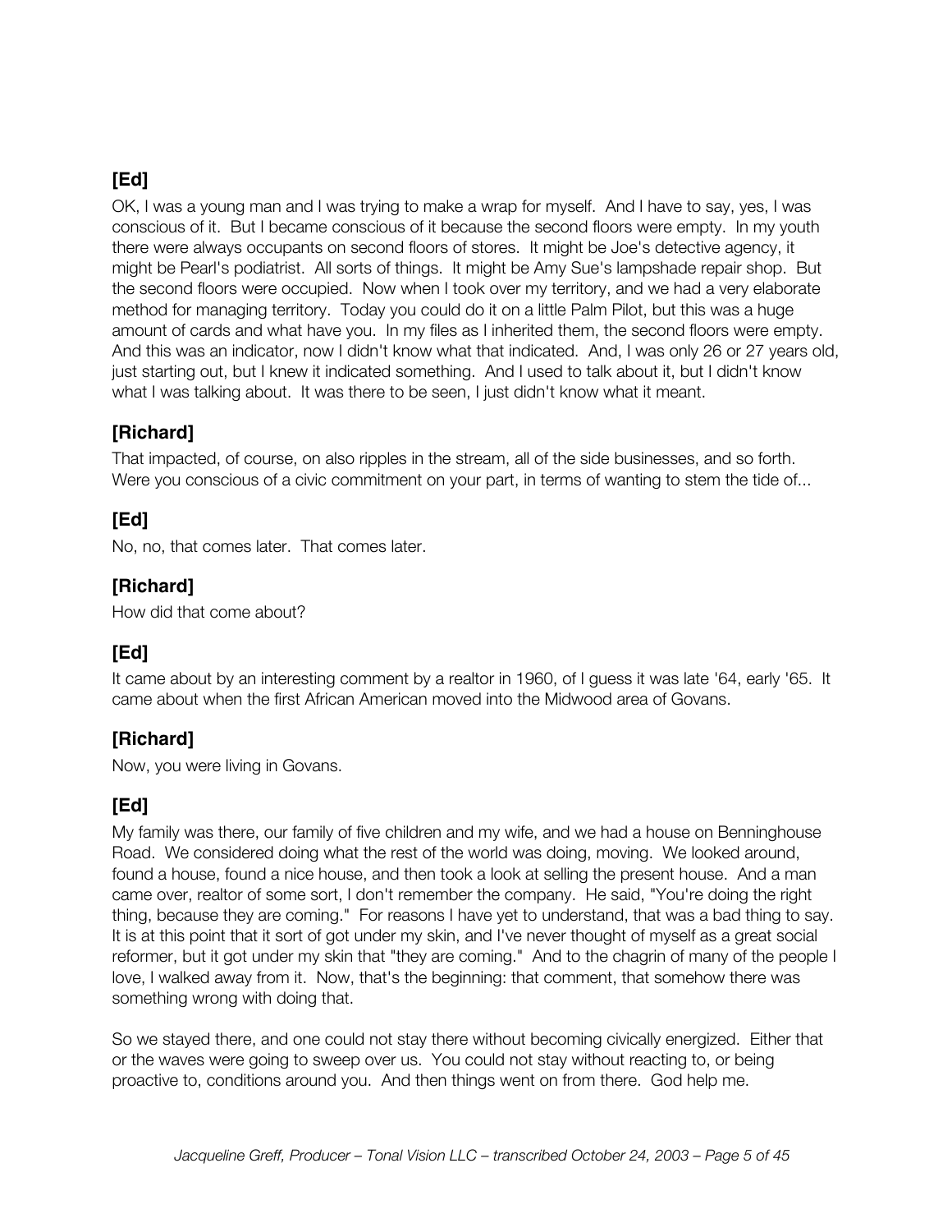### [Ed]

OK, I was a young man and I was trying to make a wrap for myself. And I have to say, yes, I was conscious of it. But I became conscious of it because the second floors were empty. In my youth there were always occupants on second floors of stores. It might be Joe's detective agency, it might be Pearl's podiatrist. All sorts of things. It might be Amy Sue's lampshade repair shop. But the second floors were occupied. Now when I took over my territory, and we had a very elaborate method for managing territory. Today you could do it on a little Palm Pilot, but this was a huge amount of cards and what have you. In my files as I inherited them, the second floors were empty. And this was an indicator, now I didn't know what that indicated. And, I was only 26 or 27 years old, just starting out, but I knew it indicated something. And I used to talk about it, but I didn't know what I was talking about. It was there to be seen, I just didn't know what it meant.

### [Richard]

That impacted, of course, on also ripples in the stream, all of the side businesses, and so forth. Were you conscious of a civic commitment on your part, in terms of wanting to stem the tide of...

### [Ed]

No, no, that comes later. That comes later.

### [Richard]

How did that come about?

### [Ed]

It came about by an interesting comment by a realtor in 1960, of I guess it was late '64, early '65. It came about when the first African American moved into the Midwood area of Govans.

### [Richard]

Now, you were living in Govans.

### [Ed]

My family was there, our family of five children and my wife, and we had a house on Benninghouse Road. We considered doing what the rest of the world was doing, moving. We looked around, found a house, found a nice house, and then took a look at selling the present house. And a man came over, realtor of some sort, I don't remember the company. He said, "You're doing the right thing, because they are coming." For reasons I have yet to understand, that was a bad thing to say. It is at this point that it sort of got under my skin, and I've never thought of myself as a great social reformer, but it got under my skin that "they are coming." And to the chagrin of many of the people I love, I walked away from it. Now, that's the beginning: that comment, that somehow there was something wrong with doing that.

So we stayed there, and one could not stay there without becoming civically energized. Either that or the waves were going to sweep over us. You could not stay without reacting to, or being proactive to, conditions around you. And then things went on from there. God help me.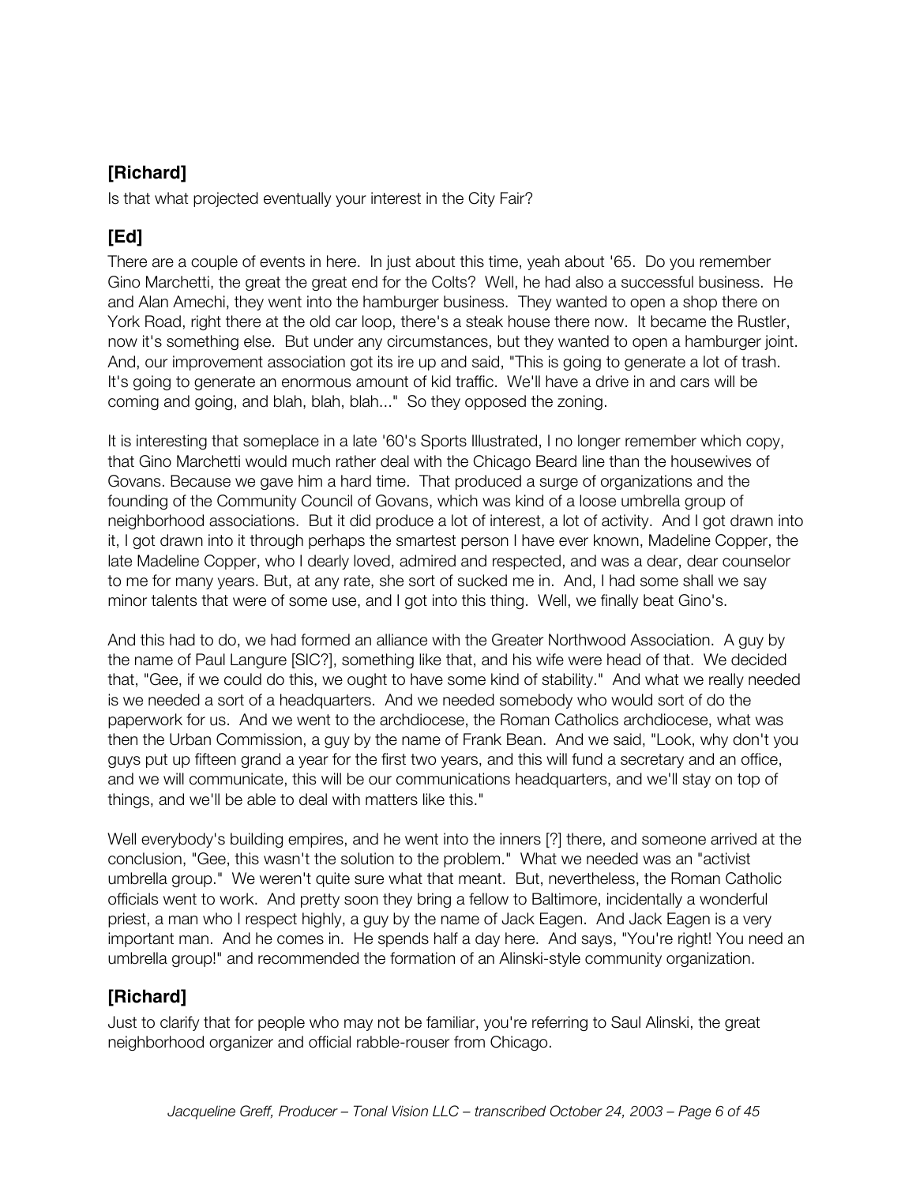**[Richard]**

Is that what projected eventually your interest in the City Fair?

**[Ed]**

There are a couple of events in here. In just about this time, yeah about '65. Do you remember Gino Marchetti, the great the great end for the Colts? Well, he had also a successful business. He and Alan Amechi, they went into the hamburger business. They wanted to open a shop there on York Road, right there at the old car loop, there's a steak house there now. It became the Rustler, now it's something else. But under any circumstances, but they wanted to open a hamburger joint. And, our improvement association got its ire up and said, "This is going to generate a lot of trash. It's going to generate an enormous amount of kid traffic. We'll have a drive in and cars will be coming and going, and blah, blah, blah..." So they opposed the zoning.

It is interesting that someplace in a late '60's Sports Illustrated, I no longer remember which copy, that Gino Marchetti would much rather deal with the Chicago Beard line than the housewives of Govans. Because we gave him a hard time. That produced a surge of organizations and the founding of the Community Council of Govans, which was kind of a loose umbrella group of neighborhood associations. But it did produce a lot of interest, a lot of activity. And I got drawn into it, I got drawn into it through perhaps the smartest person I have ever known, Madeline Copper, the late Madeline Copper, who I dearly loved, admired and respected, and was a dear, dear counselor to me for many years. But, at any rate, she sort of sucked me in. And, I had some shall we say minor talents that were of some use, and I got into this thing. Well, we finally beat Gino's.

And this had to do, we had formed an alliance with the Greater Northwood Association. A guy by the name of Paul Langure [SIC?], something like that, and his wife were head of that. We decided that, "Gee, if we could do this, we ought to have some kind of stability." And what we really needed is we needed a sort of a headquarters. And we needed somebody who would sort of do the paperwork for us. And we went to the archdiocese, the Roman Catholics archdiocese, what was then the Urban Commission, a guy by the name of Frank Bean. And we said, "Look, why don't you guys put up fifteen grand a year for the first two years, and this will fund a secretary and an office, and we will communicate, this will be our communications headquarters, and we'll stay on top of things, and we'll be able to deal with matters like this."

Well everybody's building empires, and he went into the inners [?] there, and someone arrived at the conclusion, "Gee, this wasn't the solution to the problem." What we needed was an "activist umbrella group." We weren't quite sure what that meant. But, nevertheless, the Roman Catholic officials went to work. And pretty soon they bring a fellow to Baltimore, incidentally a wonderful priest, a man who I respect highly, a guy by the name of Jack Eagen. And Jack Eagen is a very important man. And he comes in. He spends half a day here. And says, "You're right! You need an umbrella group!" and recommended the formation of an Alinski-style community organization.

**[Richard]**

Just to clarify that for people who may not be familiar, you're referring to Saul Alinski, the great neighborhood organizer and official rabble-rouser from Chicago.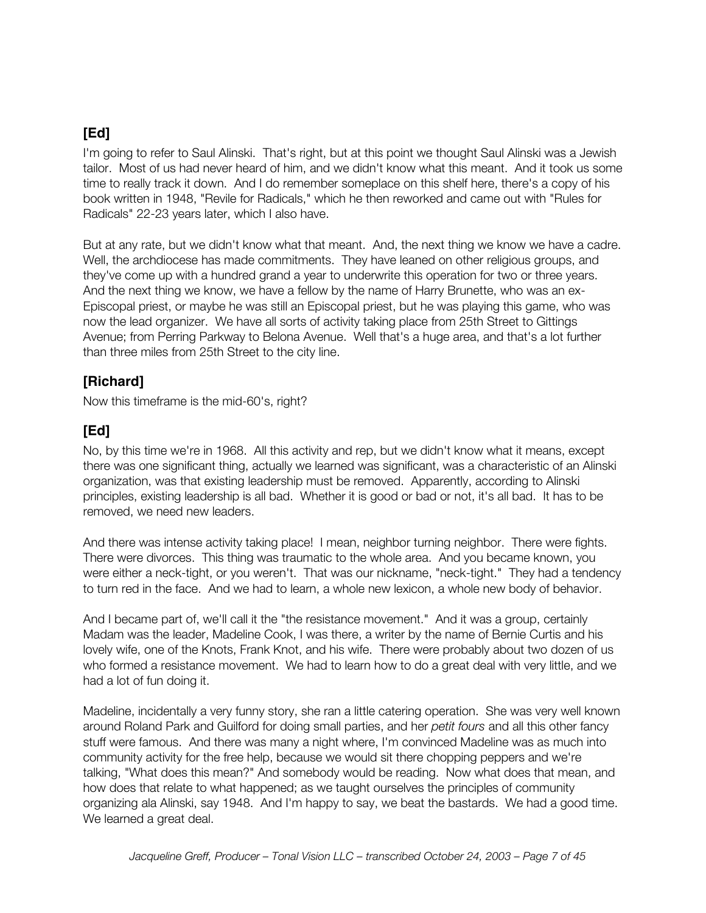### [Ed]

I'm going to refer to Saul Alinski. That's right, but at this point we thought Saul Alinski was a Jewish tailor. Most of us had never heard of him, and we didn't know what this meant. And it took us some time to really track it down. And I do remember someplace on this shelf here, there's a copy of his book written in 1948, "Revile for Radicals," which he then reworked and came out with "Rules for Radicals" 22-23 years later, which I also have.

But at any rate, but we didn't know what that meant. And, the next thing we know we have a cadre. Well, the archdiocese has made commitments. They have leaned on other religious groups, and they've come up with a hundred grand a year to underwrite this operation for two or three years. And the next thing we know, we have a fellow by the name of Harry Brunette, who was an ex-Episcopal priest, or maybe he was still an Episcopal priest, but he was playing this game, who was now the lead organizer. We have all sorts of activity taking place from 25th Street to Gittings Avenue; from Perring Parkway to Belona Avenue. Well that's a huge area, and that's a lot further than three miles from 25th Street to the city line.

### [Richard]

Now this timeframe is the mid-60's, right?

### [Ed]

No, by this time we're in 1968. All this activity and rep, but we didn't know what it means, except there was one significant thing, actually we learned was significant, was a characteristic of an Alinski organization, was that existing leadership must be removed. Apparently, according to Alinski principles, existing leadership is all bad. Whether it is good or bad or not, it's all bad. It has to be removed, we need new leaders.

And there was intense activity taking place! I mean, neighbor turning neighbor. There were fights. There were divorces. This thing was traumatic to the whole area. And you became known, you were either a neck-tight, or you weren't. That was our nickname, "neck-tight." They had a tendency to turn red in the face. And we had to learn, a whole new lexicon, a whole new body of behavior.

And I became part of, we'll call it the "the resistance movement." And it was a group, certainly Madam was the leader, Madeline Cook, I was there, a writer by the name of Bernie Curtis and his lovely wife, one of the Knots, Frank Knot, and his wife. There were probably about two dozen of us who formed a resistance movement. We had to learn how to do a great deal with very little, and we had a lot of fun doing it.

Madeline, incidentally a very funny story, she ran a little catering operation. She was very well known around Roland Park and Guilford for doing small parties, and her *petit fours* and all this other fancy stuff were famous. And there was many a night where, I'm convinced Madeline was as much into community activity for the free help, because we would sit there chopping peppers and we're talking, "What does this mean?" And somebody would be reading. Now what does that mean, and how does that relate to what happened; as we taught ourselves the principles of community organizing ala Alinski, say 1948. And I'm happy to say, we beat the bastards. We had a good time. We learned a great deal.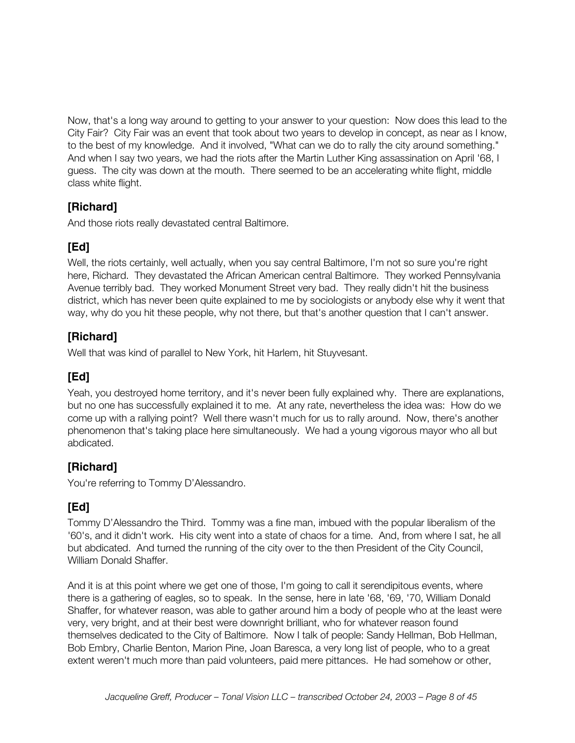Now, that's a long way around to getting to your answer to your question: Now does this lead to the City Fair? City Fair was an event that took about two years to develop in concept, as near as I know, to the best of my knowledge. And it involved, "What can we do to rally the city around something." And when I say two years, we had the riots after the Martin Luther King assassination on April '68, I guess. The city was down at the mouth. There seemed to be an accelerating white flight, middle class white flight.

## [Richard]

And those riots really devastated central Baltimore.

## [Ed]

Well, the riots certainly, well actually, when you say central Baltimore, I'm not so sure you're right here, Richard. They devastated the African American central Baltimore. They worked Pennsylvania Avenue terribly bad. They worked Monument Street very bad. They really didn't hit the business district, which has never been quite explained to me by sociologists or anybody else why it went that way, why do you hit these people, why not there, but that's another question that I can't answer.

## [Richard]

Well that was kind of parallel to New York, hit Harlem, hit Stuyvesant.

## [Ed]

Yeah, you destroyed home territory, and it's never been fully explained why. There are explanations, but no one has successfully explained it to me. At any rate, nevertheless the idea was: How do we come up with a rallying point? Well there wasn't much for us to rally around. Now, there's another phenomenon that's taking place here simultaneously. We had a young vigorous mayor who all but abdicated.

## [Richard]

You're referring to Tommy D'Alessandro.

## [Ed]

Tommy D'Alessandro the Third. Tommy was a fine man, imbued with the popular liberalism of the '60's, and it didn't work. His city went into a state of chaos for a time. And, from where I sat, he all but abdicated. And turned the running of the city over to the then President of the City Council, William Donald Shaffer.

And it is at this point where we get one of those, I'm going to call it serendipitous events, where there is a gathering of eagles, so to speak. In the sense, here in late '68, '69, '70, William Donald Shaffer, for whatever reason, was able to gather around him a body of people who at the least were very, very bright, and at their best were downright brilliant, who for whatever reason found themselves dedicated to the City of Baltimore. Now I talk of people: Sandy Hellman, Bob Hellman, Bob Embry, Charlie Benton, Marion Pine, Joan Baresca, a very long list of people, who to a great extent weren't much more than paid volunteers, paid mere pittances. He had somehow or other,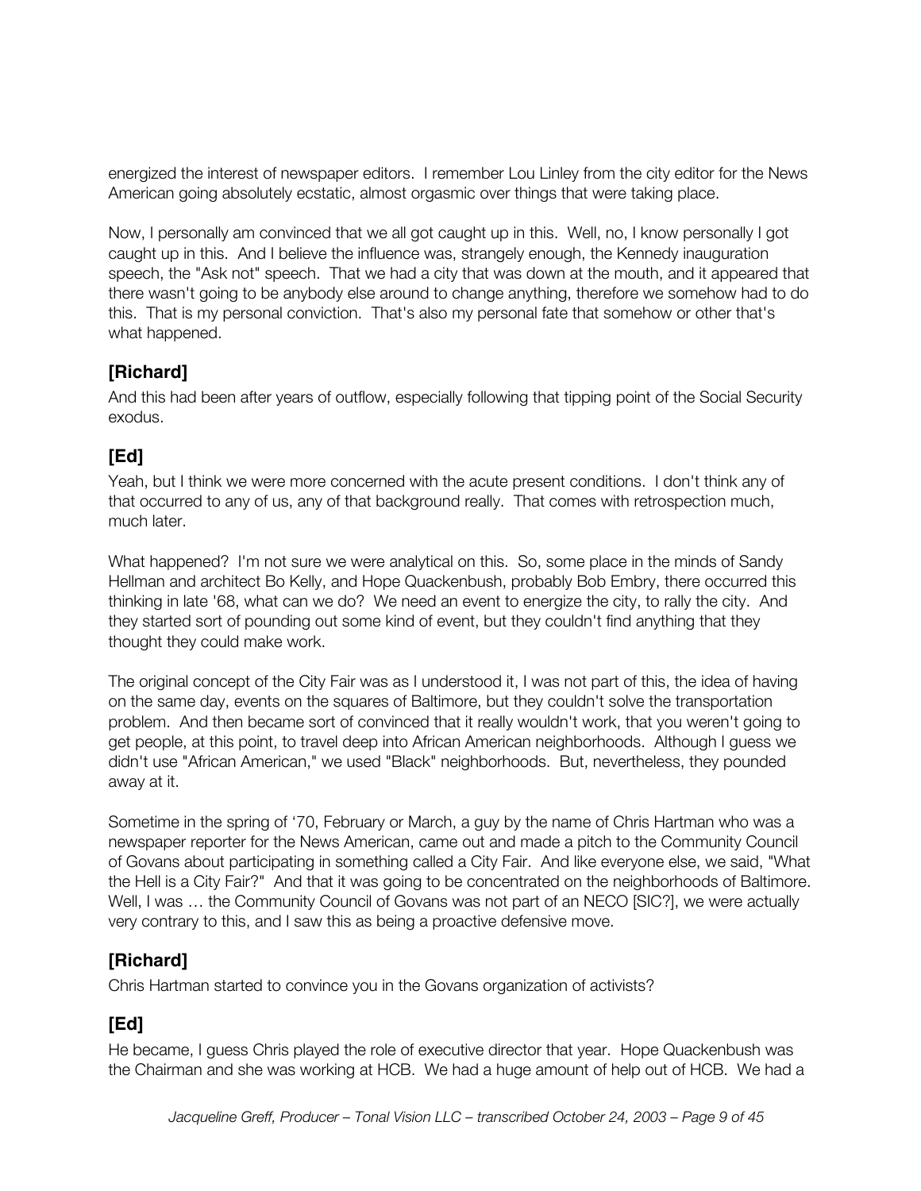energized the interest of newspaper editors. I remember Lou Linley from the city editor for the News American going absolutely ecstatic, almost orgasmic over things that were taking place.

Now, I personally am convinced that we all got caught up in this. Well, no, I know personally I got caught up in this. And I believe the influence was, strangely enough, the Kennedy inauguration speech, the "Ask not" speech. That we had a city that was down at the mouth, and it appeared that there wasn't going to be anybody else around to change anything, therefore we somehow had to do this. That is my personal conviction. That's also my personal fate that somehow or other that's what happened.

### [Richard]

And this had been after years of outflow, especially following that tipping point of the Social Security exodus.

### [Ed]

Yeah, but I think we were more concerned with the acute present conditions. I don't think any of that occurred to any of us, any of that background really. That comes with retrospection much, much later.

What happened? I'm not sure we were analytical on this. So, some place in the minds of Sandy Hellman and architect Bo Kelly, and Hope Quackenbush, probably Bob Embry, there occurred this thinking in late '68, what can we do? We need an event to energize the city, to rally the city. And they started sort of pounding out some kind of event, but they couldn't find anything that they thought they could make work.

The original concept of the City Fair was as I understood it, I was not part of this, the idea of having on the same day, events on the squares of Baltimore, but they couldn't solve the transportation problem. And then became sort of convinced that it really wouldn't work, that you weren't going to get people, at this point, to travel deep into African American neighborhoods. Although I guess we didn't use "African American," we used "Black" neighborhoods. But, nevertheless, they pounded away at it.

Sometime in the spring of '70, February or March, a guy by the name of Chris Hartman who was a newspaper reporter for the News American, came out and made a pitch to the Community Council of Govans about participating in something called a City Fair. And like everyone else, we said, "What the Hell is a City Fair?" And that it was going to be concentrated on the neighborhoods of Baltimore. Well, I was … the Community Council of Govans was not part of an NECO [SIC?], we were actually very contrary to this, and I saw this as being a proactive defensive move.

### [Richard]

Chris Hartman started to convince you in the Govans organization of activists?

### [Ed]

He became, I guess Chris played the role of executive director that year. Hope Quackenbush was the Chairman and she was working at HCB. We had a huge amount of help out of HCB. We had a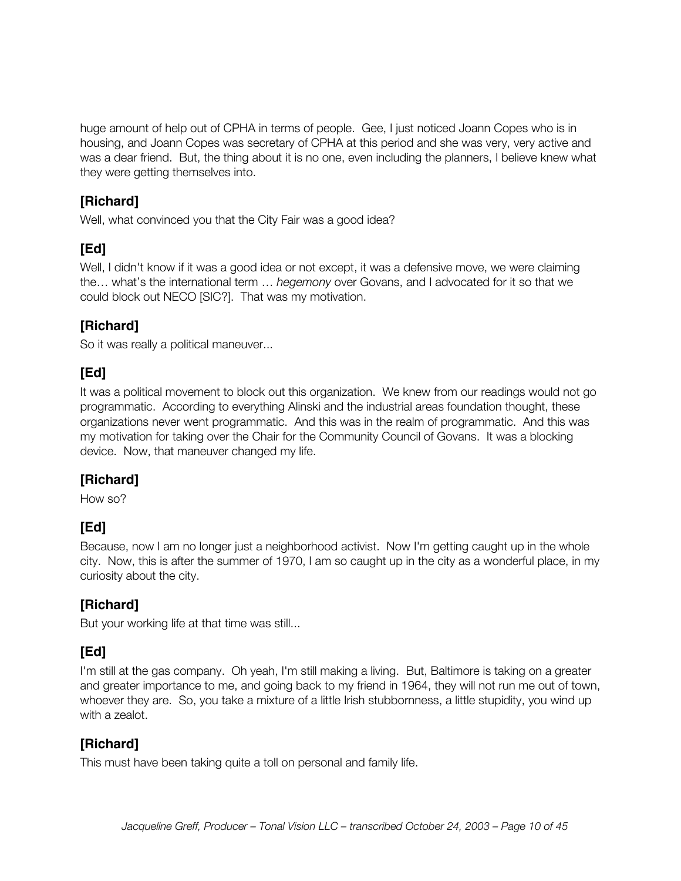huge amount of help out of CPHA in terms of people. Gee, I just noticed Joann Copes who is in housing, and Joann Copes was secretary of CPHA at this period and she was very, very active and was a dear friend. But, the thing about it is no one, even including the planners, I believe knew what they were getting themselves into.

### [Richard]

Well, what convinced you that the City Fair was a good idea?

### [Ed]

Well, I didn't know if it was a good idea or not except, it was a defensive move, we were claiming the… what's the international term … *hegemony* over Govans, and I advocated for it so that we could block out NECO [SIC?]. That was my motivation.

### [Richard]

So it was really a political maneuver...

### [Ed]

It was a political movement to block out this organization. We knew from our readings would not go programmatic. According to everything Alinski and the industrial areas foundation thought, these organizations never went programmatic. And this was in the realm of programmatic. And this was my motivation for taking over the Chair for the Community Council of Govans. It was a blocking device. Now, that maneuver changed my life.

### [Richard]

How so?

### [Ed]

Because, now I am no longer just a neighborhood activist. Now I'm getting caught up in the whole city. Now, this is after the summer of 1970, I am so caught up in the city as a wonderful place, in my curiosity about the city.

### [Richard]

But your working life at that time was still...

### [Ed]

I'm still at the gas company. Oh yeah, I'm still making a living. But, Baltimore is taking on a greater and greater importance to me, and going back to my friend in 1964, they will not run me out of town, whoever they are. So, you take a mixture of a little Irish stubbornness, a little stupidity, you wind up with a zealot.

### [Richard]

This must have been taking quite a toll on personal and family life.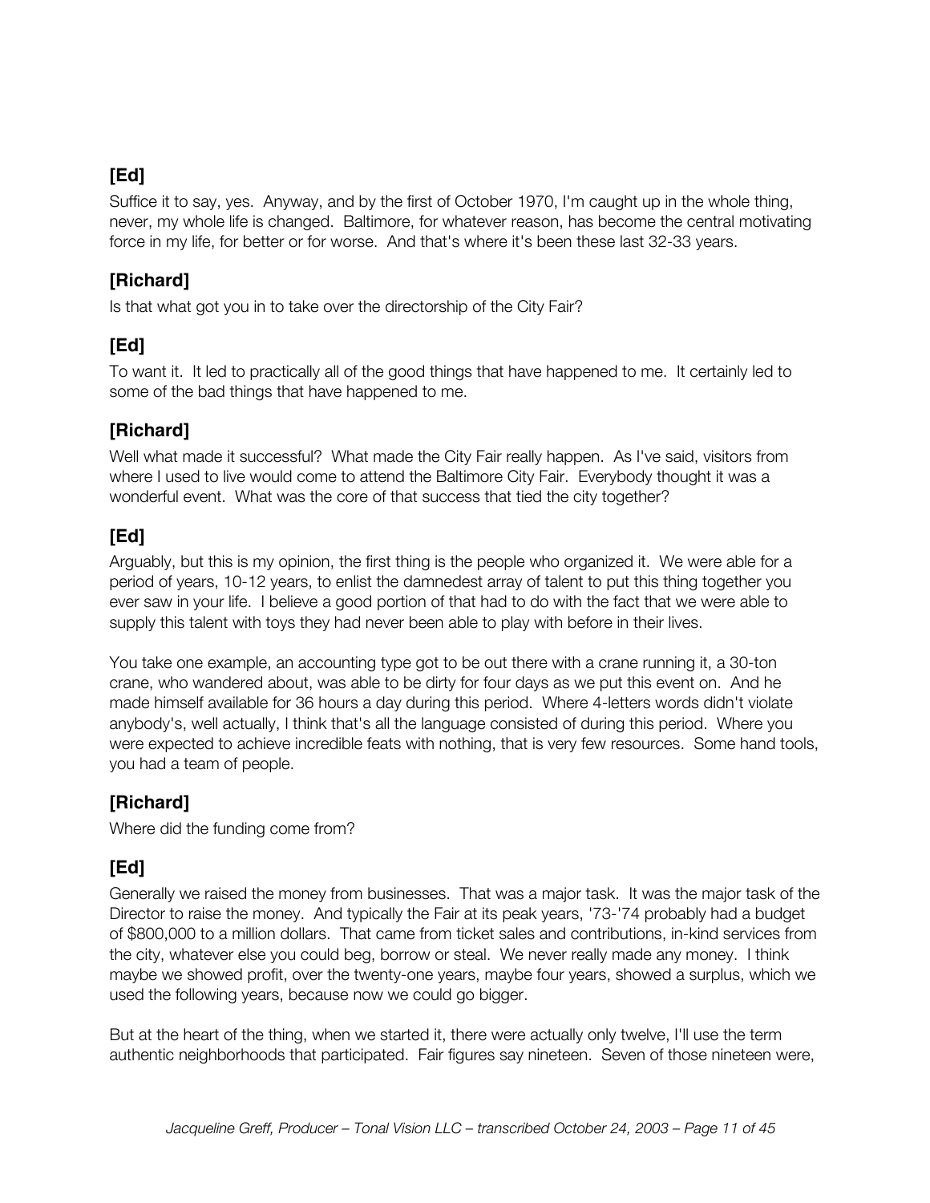**[Ed]**

Suffice it to say, yes. Anyway, and by the first of October 1970, I'm caught up in the whole thing, never, my whole life is changed. Baltimore, for whatever reason, has become the central motivating force in my life, for better or for worse. And that's where it's been these last 32-33 years.

**[Richard]**

Is that what got you in to take over the directorship of the City Fair?

**[Ed]**

To want it. It led to practically all of the good things that have happened to me. It certainly led to some of the bad things that have happened to me.

**[Richard]**

Well what made it successful? What made the City Fair really happen. As I've said, visitors from where I used to live would come to attend the Baltimore City Fair. Everybody thought it was a wonderful event. What was the core of that success that tied the city together?

**[Ed]**

Arguably, but this is my opinion, the first thing is the people who organized it. We were able for a period of years, 10-12 years, to enlist the damnedest array of talent to put this thing together you ever saw in your life. I believe a good portion of that had to do with the fact that we were able to supply this talent with toys they had never been able to play with before in their lives.

You take one example, an accounting type got to be out there with a crane running it, a 30-ton crane, who wandered about, was able to be dirty for four days as we put this event on. And he made himself available for 36 hours a day during this period. Where 4-letters words didn't violate anybody's, well actually, I think that's all the language consisted of during this period. Where you were expected to achieve incredible feats with nothing, that is very few resources. Some hand tools, you had a team of people.

**[Richard]**

Where did the funding come from?

**[Ed]**

Generally we raised the money from businesses. That was a major task. It was the major task of the Director to raise the money. And typically the Fair at its peak years, '73-'74 probably had a budget of $800,000 to a million dollars. That came from ticket sales and contributions, in-kind services from the city, whatever else you could beg, borrow or steal. We never really made any money. I think maybe we showed profit, over the twenty-one years, maybe four years, showed a surplus, which we used the following years, because now we could go bigger.

But at the heart of the thing, when we started it, there were actually only twelve, I'll use the term authentic neighborhoods that participated. Fair figures say nineteen. Seven of those nineteen were,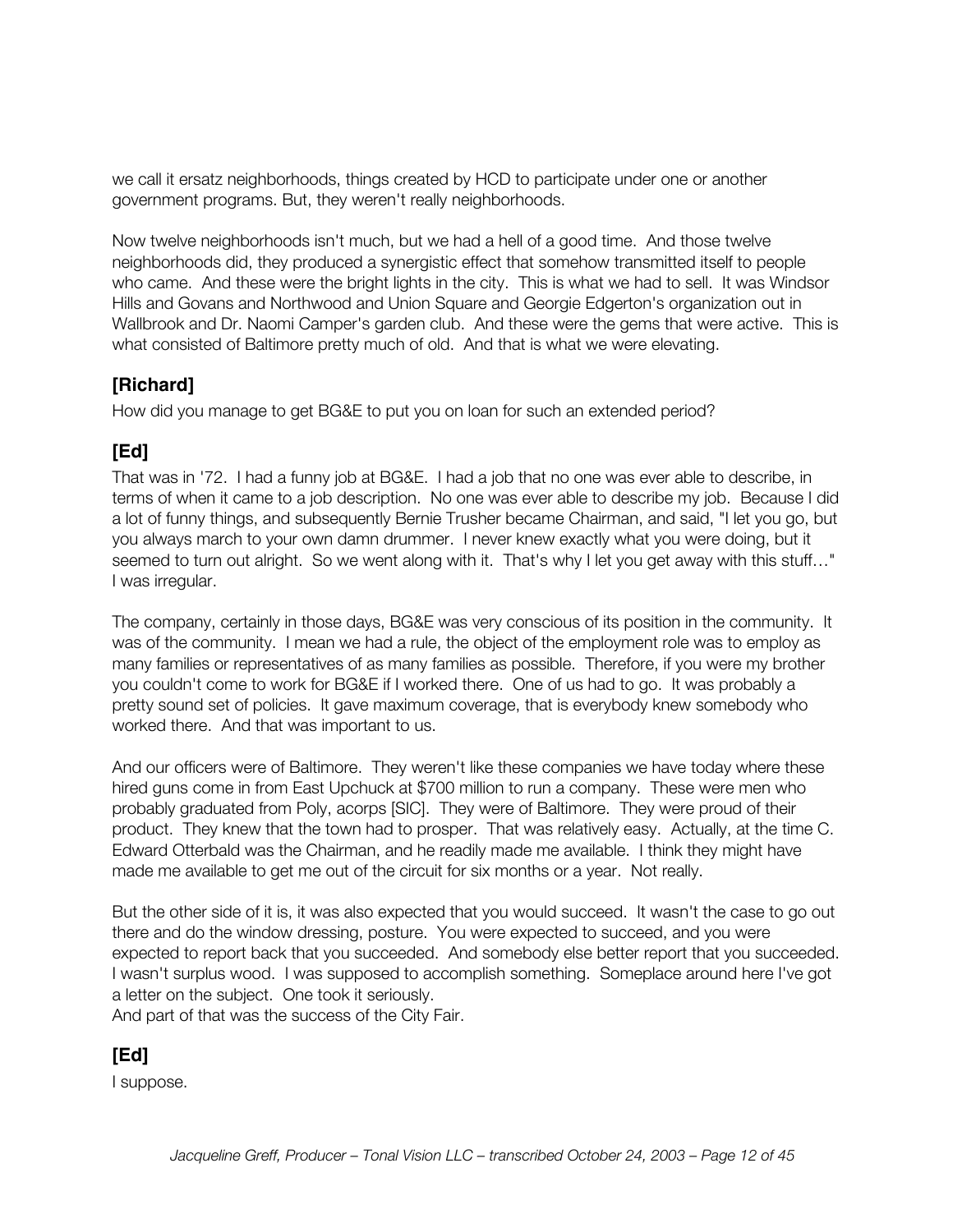we call it ersatz neighborhoods, things created by HCD to participate under one or another government programs. But, they weren't really neighborhoods.

Now twelve neighborhoods isn't much, but we had a hell of a good time. And those twelve neighborhoods did, they produced a synergistic effect that somehow transmitted itself to people who came. And these were the bright lights in the city. This is what we had to sell. It was Windsor Hills and Govans and Northwood and Union Square and Georgie Edgerton's organization out in Wallbrook and Dr. Naomi Camper's garden club. And these were the gems that were active. This is what consisted of Baltimore pretty much of old. And that is what we were elevating.

## [Richard]

How did you manage to get BG&E to put you on loan for such an extended period?

## [Ed]

That was in '72. I had a funny job at BG&E. I had a job that no one was ever able to describe, in terms of when it came to a job description. No one was ever able to describe my job. Because I did a lot of funny things, and subsequently Bernie Trusher became Chairman, and said, "I let you go, but you always march to your own damn drummer. I never knew exactly what you were doing, but it seemed to turn out alright. So we went along with it. That's why I let you get away with this stuff…" I was irregular.

The company, certainly in those days, BG&E was very conscious of its position in the community. It was of the community. I mean we had a rule, the object of the employment role was to employ as many families or representatives of as many families as possible. Therefore, if you were my brother you couldn't come to work for BG&E if I worked there. One of us had to go. It was probably a pretty sound set of policies. It gave maximum coverage, that is everybody knew somebody who worked there. And that was important to us.

And our officers were of Baltimore. They weren't like these companies we have today where these hired guns come in from East Upchuck at $700 million to run a company. These were men who probably graduated from Poly, acorps [SIC]. They were of Baltimore. They were proud of their product. They knew that the town had to prosper. That was relatively easy. Actually, at the time C. Edward Otterbald was the Chairman, and he readily made me available. I think they might have made me available to get me out of the circuit for six months or a year. Not really.

But the other side of it is, it was also expected that you would succeed. It wasn't the case to go out there and do the window dressing, posture. You were expected to succeed, and you were expected to report back that you succeeded. And somebody else better report that you succeeded. I wasn't surplus wood. I was supposed to accomplish something. Someplace around here I've got a letter on the subject. One took it seriously.
And part of that was the success of the City Fair.

## [Ed]

I suppose.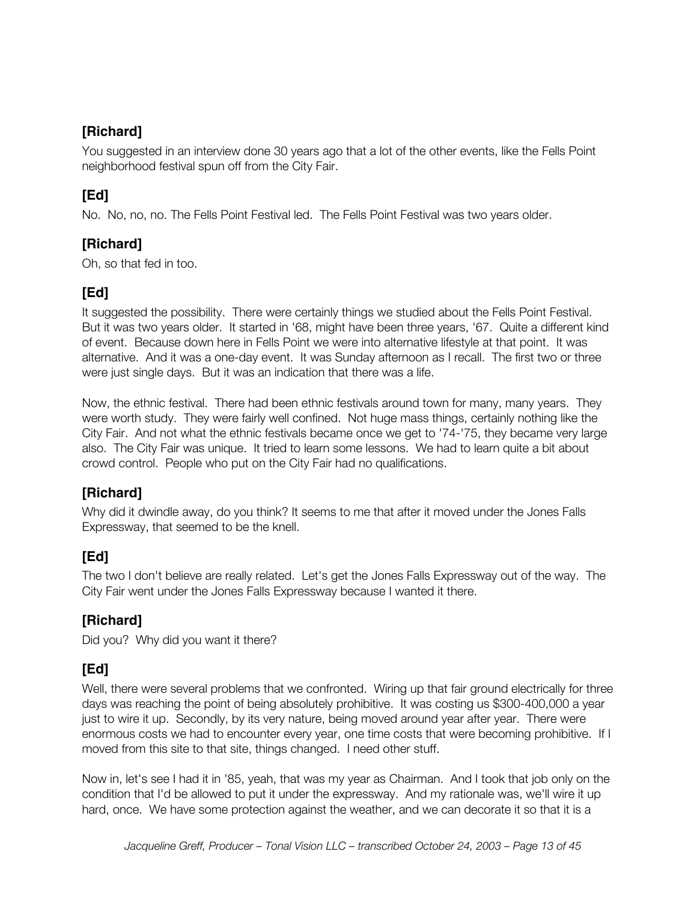### [Richard]

You suggested in an interview done 30 years ago that a lot of the other events, like the Fells Point neighborhood festival spun off from the City Fair.

### [Ed]

No. No, no, no. The Fells Point Festival led. The Fells Point Festival was two years older.

### [Richard]

Oh, so that fed in too.

### [Ed]

It suggested the possibility. There were certainly things we studied about the Fells Point Festival. But it was two years older. It started in '68, might have been three years, '67. Quite a different kind of event. Because down here in Fells Point we were into alternative lifestyle at that point. It was alternative. And it was a one-day event. It was Sunday afternoon as I recall. The first two or three were just single days. But it was an indication that there was a life.

Now, the ethnic festival. There had been ethnic festivals around town for many, many years. They were worth study. They were fairly well confined. Not huge mass things, certainly nothing like the City Fair. And not what the ethnic festivals became once we get to '74-'75, they became very large also. The City Fair was unique. It tried to learn some lessons. We had to learn quite a bit about crowd control. People who put on the City Fair had no qualifications.

### [Richard]

Why did it dwindle away, do you think? It seems to me that after it moved under the Jones Falls Expressway, that seemed to be the knell.

### [Ed]

The two I don't believe are really related. Let's get the Jones Falls Expressway out of the way. The City Fair went under the Jones Falls Expressway because I wanted it there.

### [Richard]

Did you? Why did you want it there?

### [Ed]

Well, there were several problems that we confronted. Wiring up that fair ground electrically for three days was reaching the point of being absolutely prohibitive. It was costing us $300-400,000 a year just to wire it up. Secondly, by its very nature, being moved around year after year. There were enormous costs we had to encounter every year, one time costs that were becoming prohibitive. If I moved from this site to that site, things changed. I need other stuff.

Now in, let's see I had it in '85, yeah, that was my year as Chairman. And I took that job only on the condition that I'd be allowed to put it under the expressway. And my rationale was, we'll wire it up hard, once. We have some protection against the weather, and we can decorate it so that it is a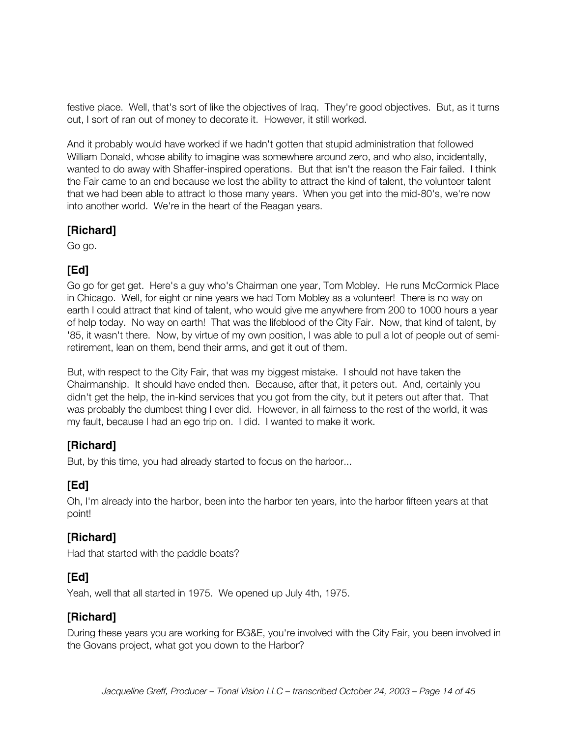festive place. Well, that's sort of like the objectives of Iraq. They're good objectives. But, as it turns out, I sort of ran out of money to decorate it. However, it still worked.

And it probably would have worked if we hadn't gotten that stupid administration that followed William Donald, whose ability to imagine was somewhere around zero, and who also, incidentally, wanted to do away with Shaffer-inspired operations. But that isn't the reason the Fair failed. I think the Fair came to an end because we lost the ability to attract the kind of talent, the volunteer talent that we had been able to attract lo those many years. When you get into the mid-80's, we're now into another world. We're in the heart of the Reagan years.

### [Richard]

Go go.

### [Ed]

Go go for get get. Here's a guy who's Chairman one year, Tom Mobley. He runs McCormick Place in Chicago. Well, for eight or nine years we had Tom Mobley as a volunteer! There is no way on earth I could attract that kind of talent, who would give me anywhere from 200 to 1000 hours a year of help today. No way on earth! That was the lifeblood of the City Fair. Now, that kind of talent, by '85, it wasn't there. Now, by virtue of my own position, I was able to pull a lot of people out of semi-retirement, lean on them, bend their arms, and get it out of them.

But, with respect to the City Fair, that was my biggest mistake. I should not have taken the Chairmanship. It should have ended then. Because, after that, it peters out. And, certainly you didn't get the help, the in-kind services that you got from the city, but it peters out after that. That was probably the dumbest thing I ever did. However, in all fairness to the rest of the world, it was my fault, because I had an ego trip on. I did. I wanted to make it work.

### [Richard]

But, by this time, you had already started to focus on the harbor...

### [Ed]

Oh, I'm already into the harbor, been into the harbor ten years, into the harbor fifteen years at that point!

### [Richard]

Had that started with the paddle boats?

### [Ed]

Yeah, well that all started in 1975. We opened up July 4th, 1975.

### [Richard]

During these years you are working for BG&E, you're involved with the City Fair, you been involved in the Govans project, what got you down to the Harbor?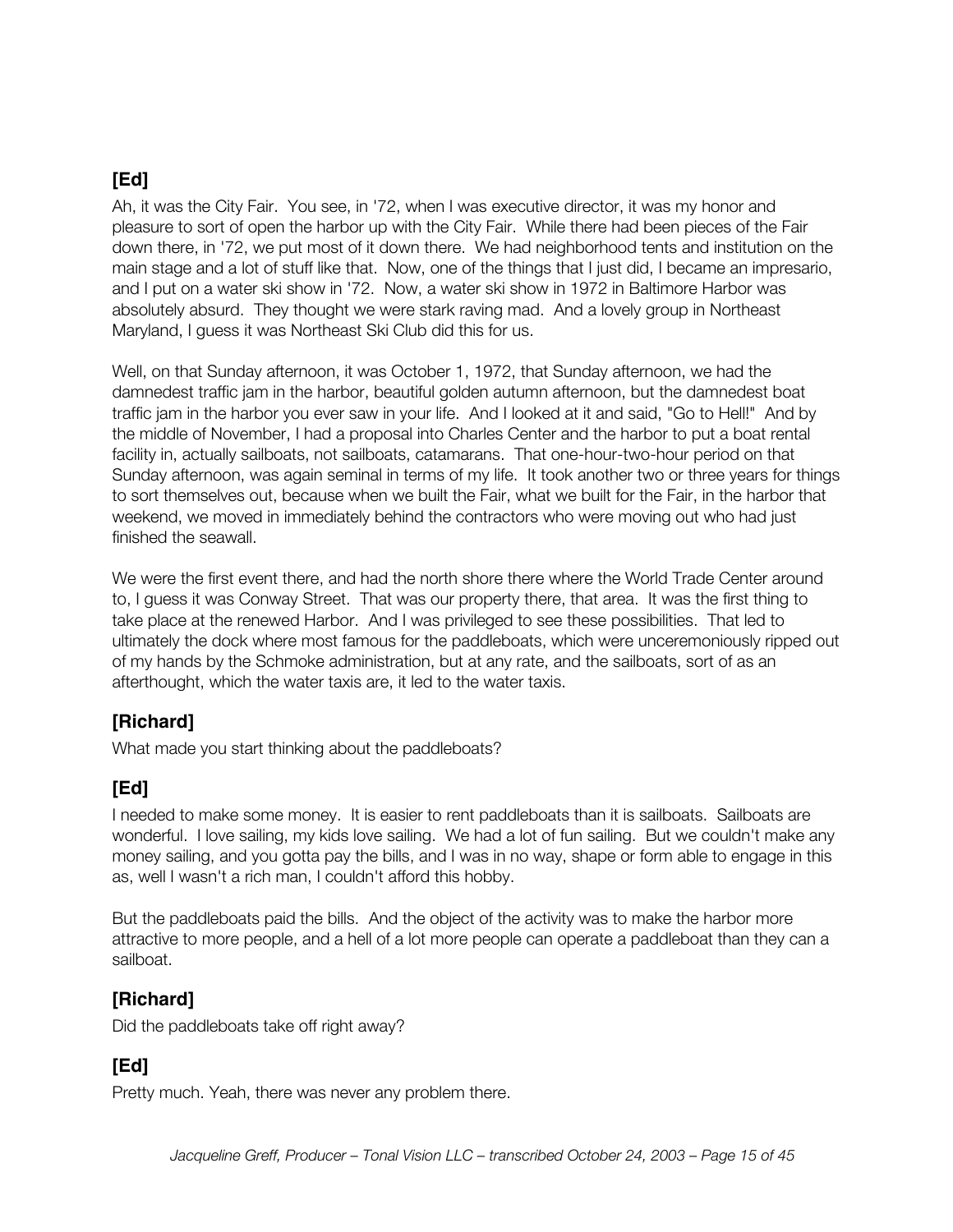**[Ed]**

Ah, it was the City Fair. You see, in '72, when I was executive director, it was my honor and pleasure to sort of open the harbor up with the City Fair. While there had been pieces of the Fair down there, in '72, we put most of it down there. We had neighborhood tents and institution on the main stage and a lot of stuff like that. Now, one of the things that I just did, I became an impresario, and I put on a water ski show in '72. Now, a water ski show in 1972 in Baltimore Harbor was absolutely absurd. They thought we were stark raving mad. And a lovely group in Northeast Maryland, I guess it was Northeast Ski Club did this for us.

Well, on that Sunday afternoon, it was October 1, 1972, that Sunday afternoon, we had the damnedest traffic jam in the harbor, beautiful golden autumn afternoon, but the damnedest boat traffic jam in the harbor you ever saw in your life. And I looked at it and said, "Go to Hell!" And by the middle of November, I had a proposal into Charles Center and the harbor to put a boat rental facility in, actually sailboats, not sailboats, catamarans. That one-hour-two-hour period on that Sunday afternoon, was again seminal in terms of my life. It took another two or three years for things to sort themselves out, because when we built the Fair, what we built for the Fair, in the harbor that weekend, we moved in immediately behind the contractors who were moving out who had just finished the seawall.

We were the first event there, and had the north shore there where the World Trade Center around to, I guess it was Conway Street. That was our property there, that area. It was the first thing to take place at the renewed Harbor. And I was privileged to see these possibilities. That led to ultimately the dock where most famous for the paddleboats, which were unceremoniously ripped out of my hands by the Schmoke administration, but at any rate, and the sailboats, sort of as an afterthought, which the water taxis are, it led to the water taxis.

**[Richard]**

What made you start thinking about the paddleboats?

**[Ed]**

I needed to make some money. It is easier to rent paddleboats than it is sailboats. Sailboats are wonderful. I love sailing, my kids love sailing. We had a lot of fun sailing. But we couldn't make any money sailing, and you gotta pay the bills, and I was in no way, shape or form able to engage in this as, well I wasn't a rich man, I couldn't afford this hobby.

But the paddleboats paid the bills. And the object of the activity was to make the harbor more attractive to more people, and a hell of a lot more people can operate a paddleboat than they can a sailboat.

**[Richard]**

Did the paddleboats take off right away?

**[Ed]**

Pretty much. Yeah, there was never any problem there.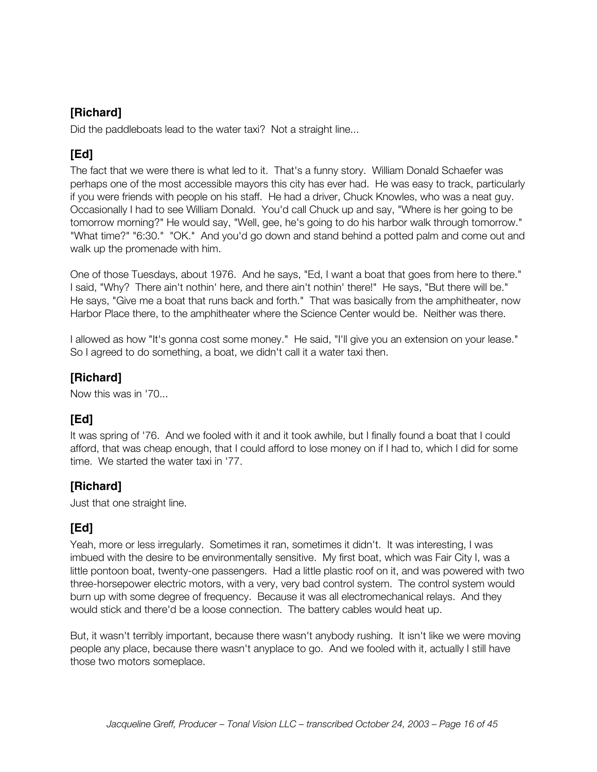**[Richard]**

Did the paddleboats lead to the water taxi? Not a straight line...

**[Ed]**

The fact that we were there is what led to it. That's a funny story. William Donald Schaefer was perhaps one of the most accessible mayors this city has ever had. He was easy to track, particularly if you were friends with people on his staff. He had a driver, Chuck Knowles, who was a neat guy. Occasionally I had to see William Donald. You'd call Chuck up and say, "Where is her going to be tomorrow morning?" He would say, "Well, gee, he's going to do his harbor walk through tomorrow." "What time?" "6:30." "OK." And you'd go down and stand behind a potted palm and come out and walk up the promenade with him.

One of those Tuesdays, about 1976. And he says, "Ed, I want a boat that goes from here to there." I said, "Why? There ain't nothin' here, and there ain't nothin' there!" He says, "But there will be." He says, "Give me a boat that runs back and forth." That was basically from the amphitheater, now Harbor Place there, to the amphitheater where the Science Center would be. Neither was there.

I allowed as how "It's gonna cost some money." He said, "I'll give you an extension on your lease." So I agreed to do something, a boat, we didn't call it a water taxi then.

**[Richard]**

Now this was in '70...

**[Ed]**

It was spring of '76. And we fooled with it and it took awhile, but I finally found a boat that I could afford, that was cheap enough, that I could afford to lose money on if I had to, which I did for some time. We started the water taxi in '77.

**[Richard]**

Just that one straight line.

**[Ed]**

Yeah, more or less irregularly. Sometimes it ran, sometimes it didn't. It was interesting, I was imbued with the desire to be environmentally sensitive. My first boat, which was Fair City I, was a little pontoon boat, twenty-one passengers. Had a little plastic roof on it, and was powered with two three-horsepower electric motors, with a very, very bad control system. The control system would burn up with some degree of frequency. Because it was all electromechanical relays. And they would stick and there'd be a loose connection. The battery cables would heat up.

But, it wasn't terribly important, because there wasn't anybody rushing. It isn't like we were moving people any place, because there wasn't anyplace to go. And we fooled with it, actually I still have those two motors someplace.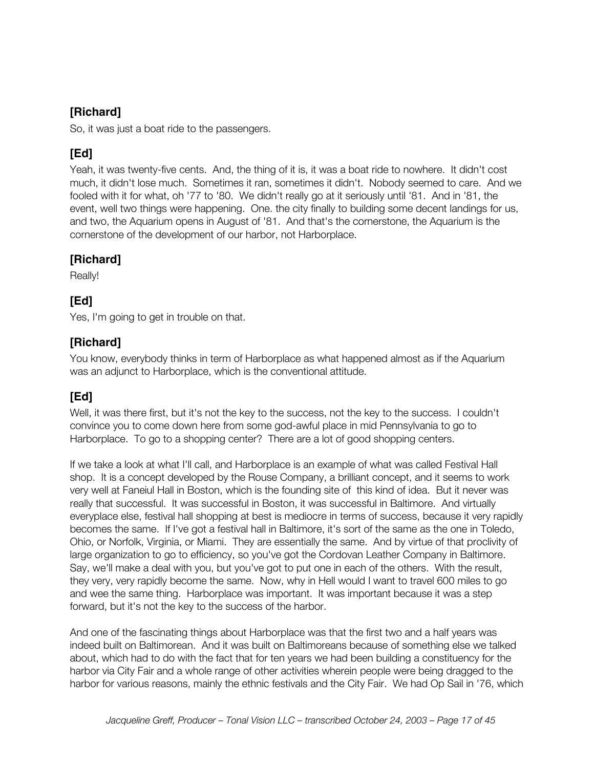**[Richard]**

So, it was just a boat ride to the passengers.

**[Ed]**

Yeah, it was twenty-five cents. And, the thing of it is, it was a boat ride to nowhere. It didn't cost much, it didn't lose much. Sometimes it ran, sometimes it didn't. Nobody seemed to care. And we fooled with it for what, oh '77 to '80. We didn't really go at it seriously until '81. And in '81, the event, well two things were happening. One. the city finally to building some decent landings for us, and two, the Aquarium opens in August of '81. And that's the cornerstone, the Aquarium is the cornerstone of the development of our harbor, not Harborplace.

**[Richard]**

Really!

**[Ed]**

Yes, I'm going to get in trouble on that.

**[Richard]**

You know, everybody thinks in term of Harborplace as what happened almost as if the Aquarium was an adjunct to Harborplace, which is the conventional attitude.

**[Ed]**

Well, it was there first, but it's not the key to the success, not the key to the success. I couldn't convince you to come down here from some god-awful place in mid Pennsylvania to go to Harborplace. To go to a shopping center? There are a lot of good shopping centers.

If we take a look at what I'll call, and Harborplace is an example of what was called Festival Hall shop. It is a concept developed by the Rouse Company, a brilliant concept, and it seems to work very well at Faneiul Hall in Boston, which is the founding site of this kind of idea. But it never was really that successful. It was successful in Boston, it was successful in Baltimore. And virtually everyplace else, festival hall shopping at best is mediocre in terms of success, because it very rapidly becomes the same. If I've got a festival hall in Baltimore, it's sort of the same as the one in Toledo, Ohio, or Norfolk, Virginia, or Miami. They are essentially the same. And by virtue of that proclivity of large organization to go to efficiency, so you've got the Cordovan Leather Company in Baltimore. Say, we'll make a deal with you, but you've got to put one in each of the others. With the result, they very, very rapidly become the same. Now, why in Hell would I want to travel 600 miles to go and wee the same thing. Harborplace was important. It was important because it was a step forward, but it's not the key to the success of the harbor.

And one of the fascinating things about Harborplace was that the first two and a half years was indeed built on Baltimorean. And it was built on Baltimoreans because of something else we talked about, which had to do with the fact that for ten years we had been building a constituency for the harbor via City Fair and a whole range of other activities wherein people were being dragged to the harbor for various reasons, mainly the ethnic festivals and the City Fair. We had Op Sail in '76, which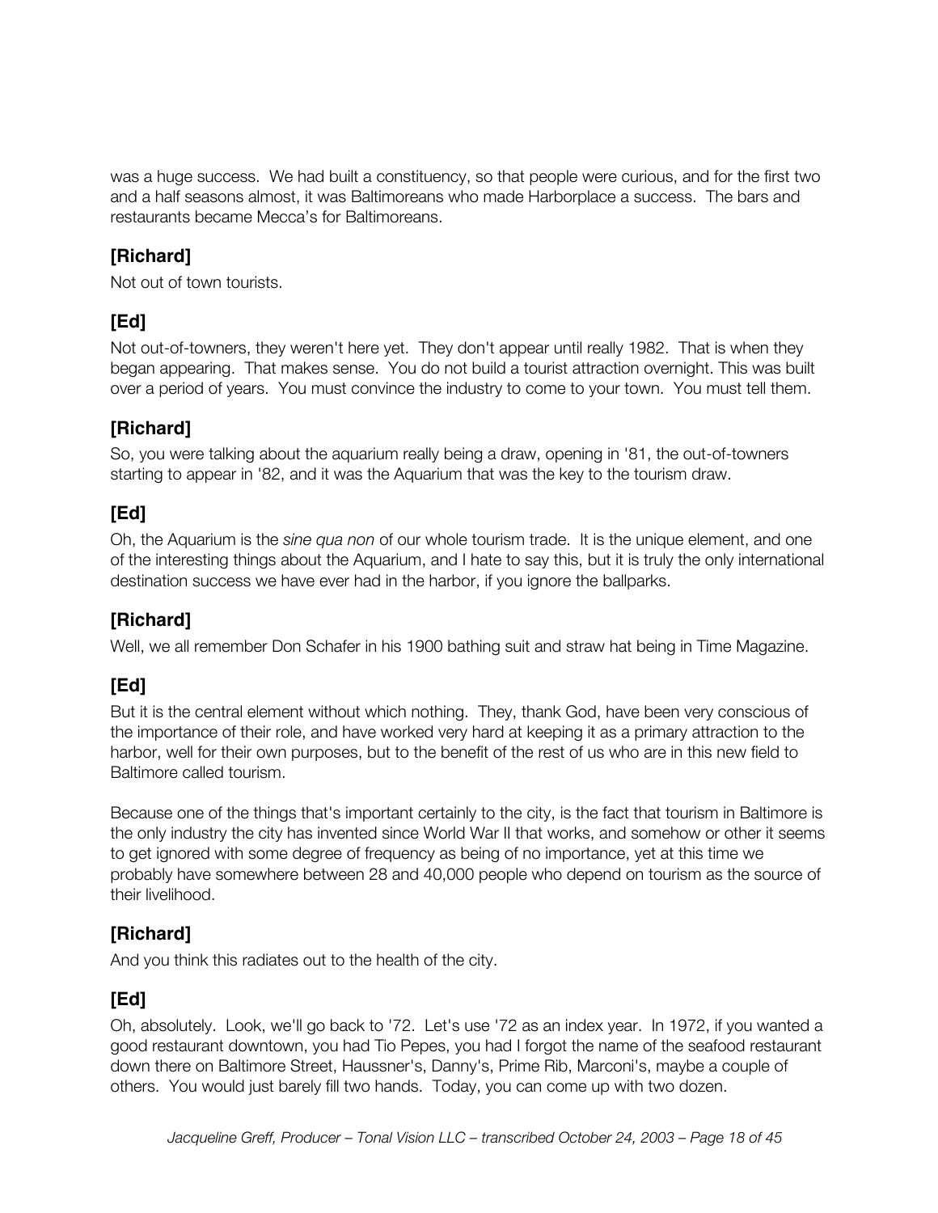was a huge success. We had built a constituency, so that people were curious, and for the first two and a half seasons almost, it was Baltimoreans who made Harborplace a success. The bars and restaurants became Mecca's for Baltimoreans.

### [Richard]

Not out of town tourists.

### [Ed]

Not out-of-towners, they weren't here yet. They don't appear until really 1982. That is when they began appearing. That makes sense. You do not build a tourist attraction overnight. This was built over a period of years. You must convince the industry to come to your town. You must tell them.

### [Richard]

So, you were talking about the aquarium really being a draw, opening in '81, the out-of-towners starting to appear in '82, and it was the Aquarium that was the key to the tourism draw.

### [Ed]

Oh, the Aquarium is the *sine qua non* of our whole tourism trade. It is the unique element, and one of the interesting things about the Aquarium, and I hate to say this, but it is truly the only international destination success we have ever had in the harbor, if you ignore the ballparks.

### [Richard]

Well, we all remember Don Schafer in his 1900 bathing suit and straw hat being in Time Magazine.

### [Ed]

But it is the central element without which nothing. They, thank God, have been very conscious of the importance of their role, and have worked very hard at keeping it as a primary attraction to the harbor, well for their own purposes, but to the benefit of the rest of us who are in this new field to Baltimore called tourism.

Because one of the things that's important certainly to the city, is the fact that tourism in Baltimore is the only industry the city has invented since World War II that works, and somehow or other it seems to get ignored with some degree of frequency as being of no importance, yet at this time we probably have somewhere between 28 and 40,000 people who depend on tourism as the source of their livelihood.

### [Richard]

And you think this radiates out to the health of the city.

### [Ed]

Oh, absolutely. Look, we'll go back to '72. Let's use '72 as an index year. In 1972, if you wanted a good restaurant downtown, you had Tio Pepes, you had I forgot the name of the seafood restaurant down there on Baltimore Street, Haussner's, Danny's, Prime Rib, Marconi's, maybe a couple of others. You would just barely fill two hands. Today, you can come up with two dozen.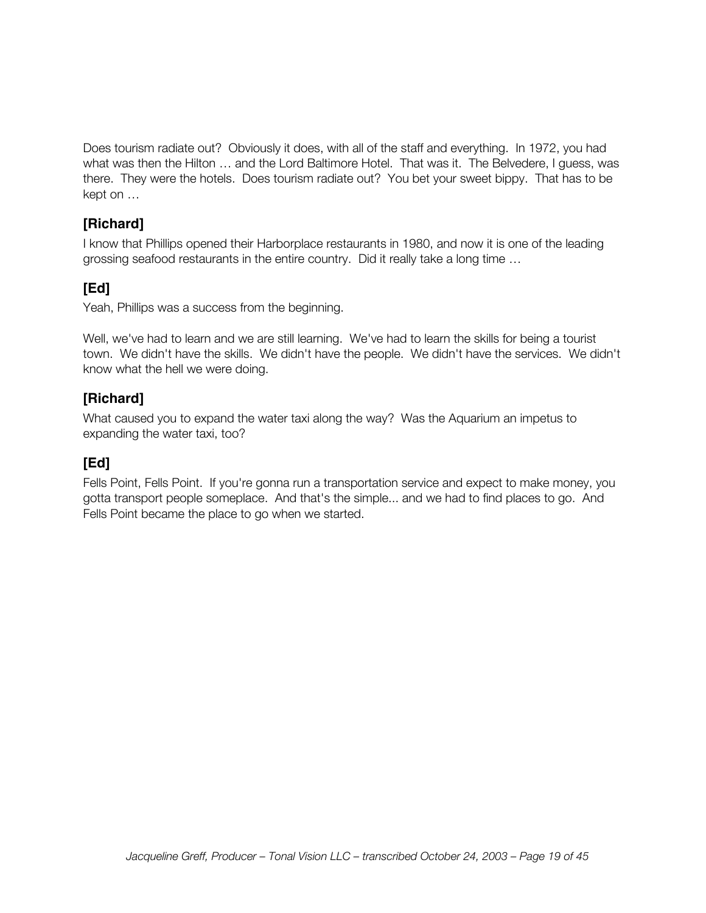Does tourism radiate out? Obviously it does, with all of the staff and everything. In 1972, you had what was then the Hilton … and the Lord Baltimore Hotel. That was it. The Belvedere, I guess, was there. They were the hotels. Does tourism radiate out? You bet your sweet bippy. That has to be kept on …

### [Richard]

I know that Phillips opened their Harborplace restaurants in 1980, and now it is one of the leading grossing seafood restaurants in the entire country. Did it really take a long time …

### [Ed]

Yeah, Phillips was a success from the beginning.

Well, we've had to learn and we are still learning. We've had to learn the skills for being a tourist town. We didn't have the skills. We didn't have the people. We didn't have the services. We didn't know what the hell we were doing.

### [Richard]

What caused you to expand the water taxi along the way? Was the Aquarium an impetus to expanding the water taxi, too?

### [Ed]

Fells Point, Fells Point. If you're gonna run a transportation service and expect to make money, you gotta transport people someplace. And that's the simple... and we had to find places to go. And Fells Point became the place to go when we started.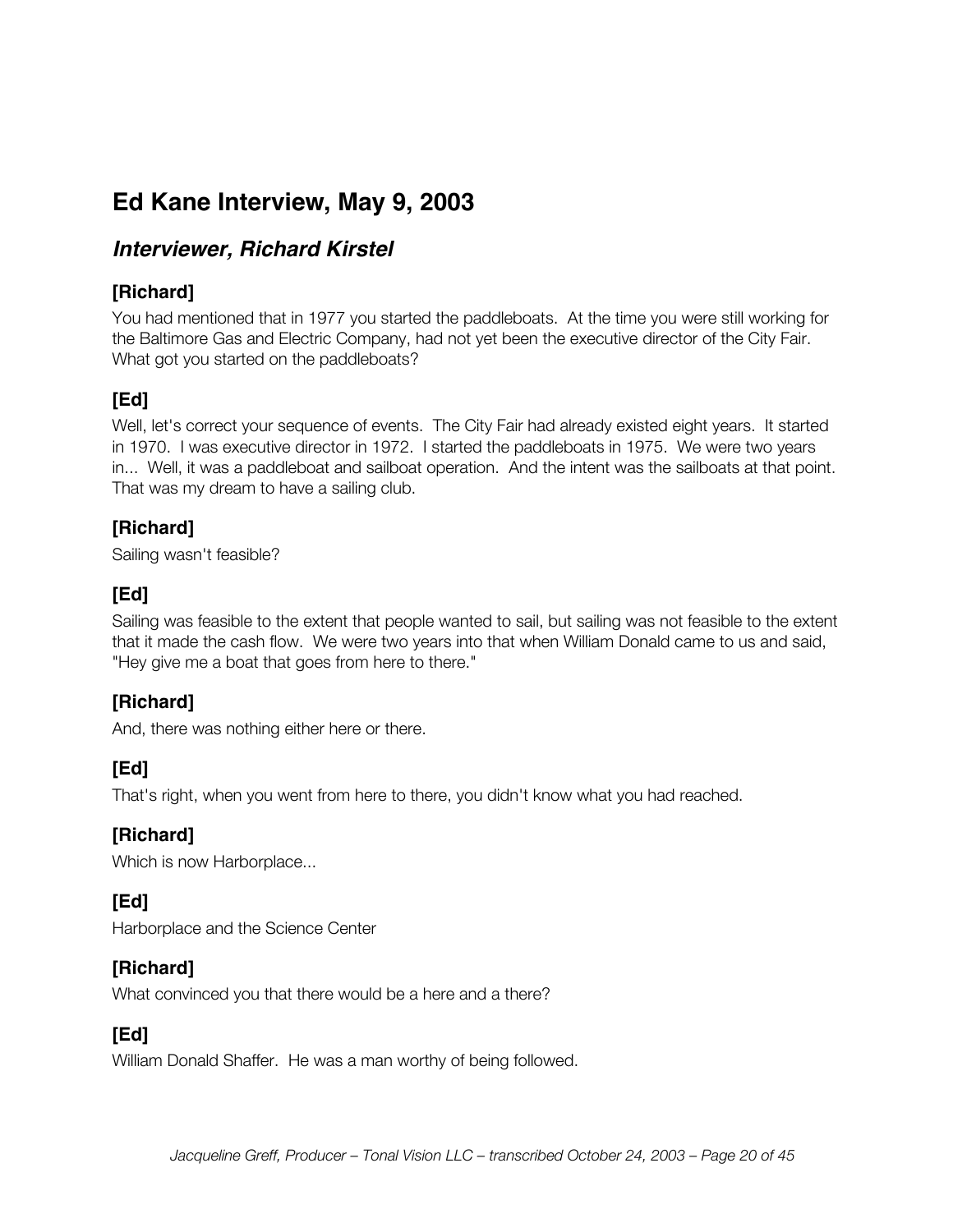## Ed Kane Interview, May 9, 2003

### *Interviewer, Richard Kirstel*

**[Richard]**

You had mentioned that in 1977 you started the paddleboats. At the time you were still working for the Baltimore Gas and Electric Company, had not yet been the executive director of the City Fair. What got you started on the paddleboats?

**[Ed]**

Well, let's correct your sequence of events. The City Fair had already existed eight years. It started in 1970. I was executive director in 1972. I started the paddleboats in 1975. We were two years in... Well, it was a paddleboat and sailboat operation. And the intent was the sailboats at that point. That was my dream to have a sailing club.

**[Richard]**

Sailing wasn't feasible?

**[Ed]**

Sailing was feasible to the extent that people wanted to sail, but sailing was not feasible to the extent that it made the cash flow. We were two years into that when William Donald came to us and said, "Hey give me a boat that goes from here to there."

**[Richard]**

And, there was nothing either here or there.

**[Ed]**

That's right, when you went from here to there, you didn't know what you had reached.

**[Richard]**

Which is now Harborplace...

**[Ed]**

Harborplace and the Science Center

**[Richard]**

What convinced you that there would be a here and a there?

**[Ed]**

William Donald Shaffer. He was a man worthy of being followed.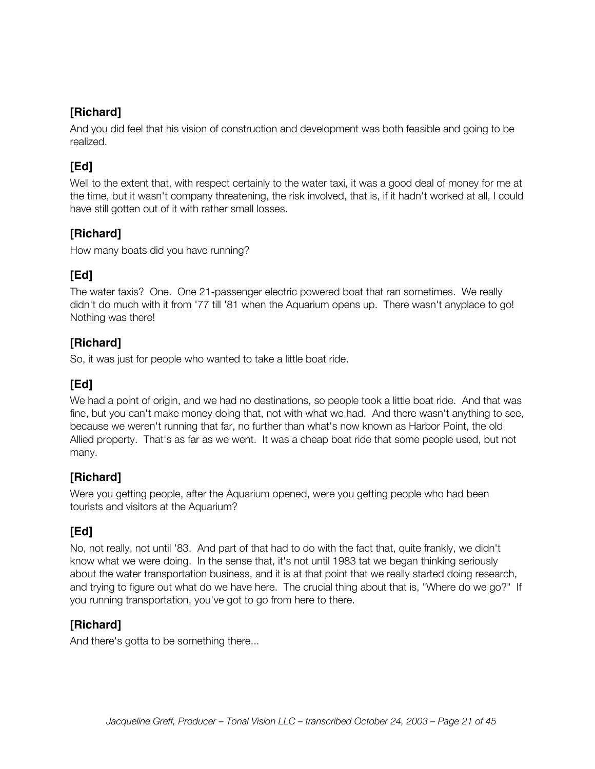**[Richard]**

And you did feel that his vision of construction and development was both feasible and going to be realized.

**[Ed]**

Well to the extent that, with respect certainly to the water taxi, it was a good deal of money for me at the time, but it wasn't company threatening, the risk involved, that is, if it hadn't worked at all, I could have still gotten out of it with rather small losses.

**[Richard]**

How many boats did you have running?

**[Ed]**

The water taxis? One. One 21-passenger electric powered boat that ran sometimes. We really didn't do much with it from '77 till '81 when the Aquarium opens up. There wasn't anyplace to go! Nothing was there!

**[Richard]**

So, it was just for people who wanted to take a little boat ride.

**[Ed]**

We had a point of origin, and we had no destinations, so people took a little boat ride. And that was fine, but you can't make money doing that, not with what we had. And there wasn't anything to see, because we weren't running that far, no further than what's now known as Harbor Point, the old Allied property. That's as far as we went. It was a cheap boat ride that some people used, but not many.

**[Richard]**

Were you getting people, after the Aquarium opened, were you getting people who had been tourists and visitors at the Aquarium?

**[Ed]**

No, not really, not until '83. And part of that had to do with the fact that, quite frankly, we didn't know what we were doing. In the sense that, it's not until 1983 tat we began thinking seriously about the water transportation business, and it is at that point that we really started doing research, and trying to figure out what do we have here. The crucial thing about that is, "Where do we go?" If you running transportation, you've got to go from here to there.

**[Richard]**

And there's gotta to be something there...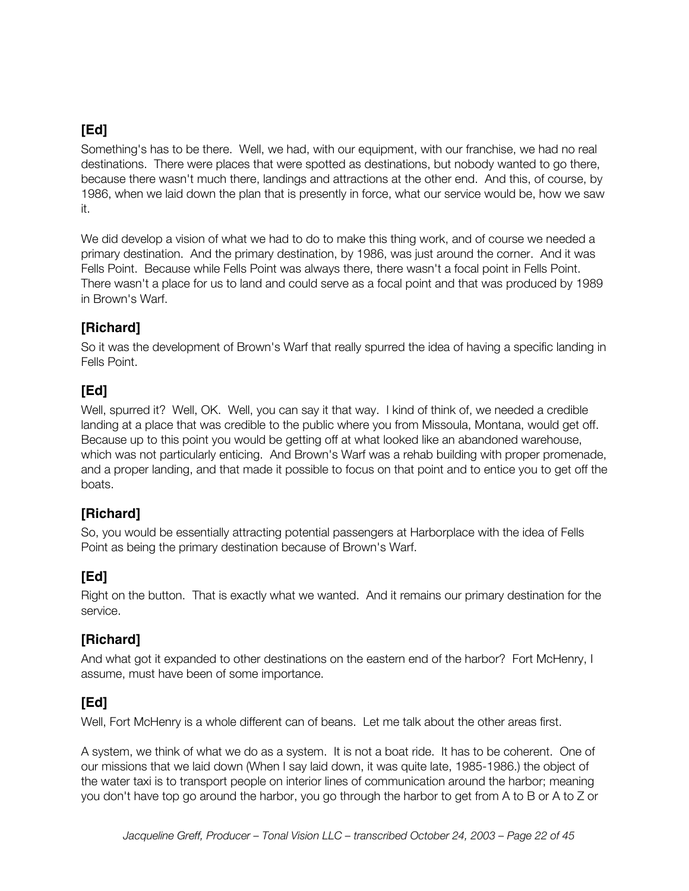### [Ed]

Something's has to be there. Well, we had, with our equipment, with our franchise, we had no real destinations. There were places that were spotted as destinations, but nobody wanted to go there, because there wasn't much there, landings and attractions at the other end. And this, of course, by 1986, when we laid down the plan that is presently in force, what our service would be, how we saw it.

We did develop a vision of what we had to do to make this thing work, and of course we needed a primary destination. And the primary destination, by 1986, was just around the corner. And it was Fells Point. Because while Fells Point was always there, there wasn't a focal point in Fells Point. There wasn't a place for us to land and could serve as a focal point and that was produced by 1989 in Brown's Warf.

### [Richard]

So it was the development of Brown's Warf that really spurred the idea of having a specific landing in Fells Point.

### [Ed]

Well, spurred it? Well, OK. Well, you can say it that way. I kind of think of, we needed a credible landing at a place that was credible to the public where you from Missoula, Montana, would get off. Because up to this point you would be getting off at what looked like an abandoned warehouse, which was not particularly enticing. And Brown's Warf was a rehab building with proper promenade, and a proper landing, and that made it possible to focus on that point and to entice you to get off the boats.

### [Richard]

So, you would be essentially attracting potential passengers at Harborplace with the idea of Fells Point as being the primary destination because of Brown's Warf.

### [Ed]

Right on the button. That is exactly what we wanted. And it remains our primary destination for the service.

### [Richard]

And what got it expanded to other destinations on the eastern end of the harbor? Fort McHenry, I assume, must have been of some importance.

### [Ed]

Well, Fort McHenry is a whole different can of beans. Let me talk about the other areas first.

A system, we think of what we do as a system. It is not a boat ride. It has to be coherent. One of our missions that we laid down (When I say laid down, it was quite late, 1985-1986.) the object of the water taxi is to transport people on interior lines of communication around the harbor; meaning you don't have top go around the harbor, you go through the harbor to get from A to B or A to Z or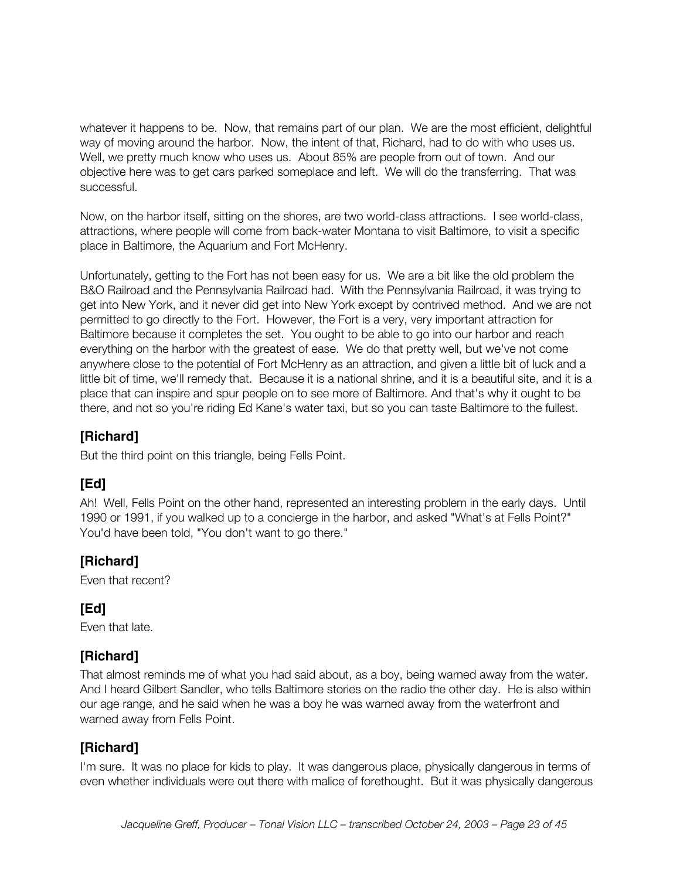whatever it happens to be. Now, that remains part of our plan. We are the most efficient, delightful way of moving around the harbor. Now, the intent of that, Richard, had to do with who uses us. Well, we pretty much know who uses us. About 85% are people from out of town. And our objective here was to get cars parked someplace and left. We will do the transferring. That was successful.

Now, on the harbor itself, sitting on the shores, are two world-class attractions. I see world-class, attractions, where people will come from back-water Montana to visit Baltimore, to visit a specific place in Baltimore, the Aquarium and Fort McHenry.

Unfortunately, getting to the Fort has not been easy for us. We are a bit like the old problem the B&O Railroad and the Pennsylvania Railroad had. With the Pennsylvania Railroad, it was trying to get into New York, and it never did get into New York except by contrived method. And we are not permitted to go directly to the Fort. However, the Fort is a very, very important attraction for Baltimore because it completes the set. You ought to be able to go into our harbor and reach everything on the harbor with the greatest of ease. We do that pretty well, but we've not come anywhere close to the potential of Fort McHenry as an attraction, and given a little bit of luck and a little bit of time, we'll remedy that. Because it is a national shrine, and it is a beautiful site, and it is a place that can inspire and spur people on to see more of Baltimore. And that's why it ought to be there, and not so you're riding Ed Kane's water taxi, but so you can taste Baltimore to the fullest.

## [Richard]

But the third point on this triangle, being Fells Point.

## [Ed]

Ah! Well, Fells Point on the other hand, represented an interesting problem in the early days. Until 1990 or 1991, if you walked up to a concierge in the harbor, and asked "What's at Fells Point?" You'd have been told, "You don't want to go there."

## [Richard]

Even that recent?

## [Ed]

Even that late.

## [Richard]

That almost reminds me of what you had said about, as a boy, being warned away from the water. And I heard Gilbert Sandler, who tells Baltimore stories on the radio the other day. He is also within our age range, and he said when he was a boy he was warned away from the waterfront and warned away from Fells Point.

## [Richard]

I'm sure. It was no place for kids to play. It was dangerous place, physically dangerous in terms of even whether individuals were out there with malice of forethought. But it was physically dangerous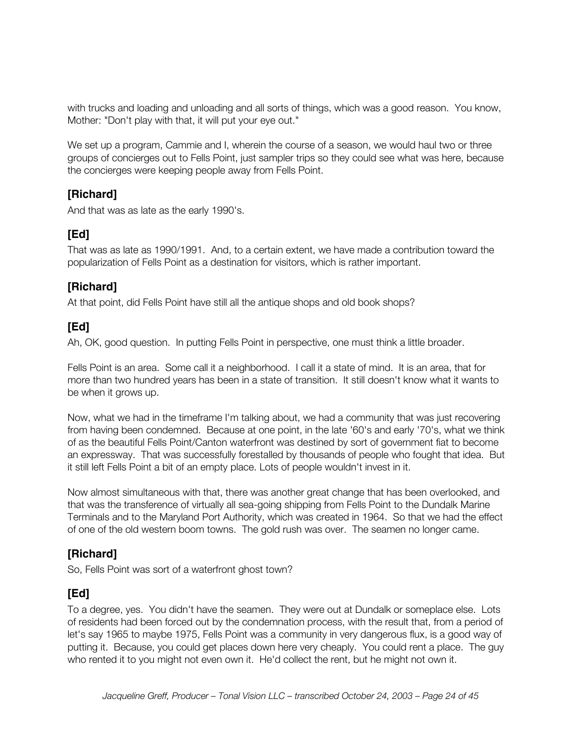with trucks and loading and unloading and all sorts of things, which was a good reason. You know, Mother: "Don't play with that, it will put your eye out."

We set up a program, Cammie and I, wherein the course of a season, we would haul two or three groups of concierges out to Fells Point, just sampler trips so they could see what was here, because the concierges were keeping people away from Fells Point.

### [Richard]

And that was as late as the early 1990's.

### [Ed]

That was as late as 1990/1991. And, to a certain extent, we have made a contribution toward the popularization of Fells Point as a destination for visitors, which is rather important.

### [Richard]

At that point, did Fells Point have still all the antique shops and old book shops?

### [Ed]

Ah, OK, good question. In putting Fells Point in perspective, one must think a little broader.

Fells Point is an area. Some call it a neighborhood. I call it a state of mind. It is an area, that for more than two hundred years has been in a state of transition. It still doesn't know what it wants to be when it grows up.

Now, what we had in the timeframe I'm talking about, we had a community that was just recovering from having been condemned. Because at one point, in the late '60's and early '70's, what we think of as the beautiful Fells Point/Canton waterfront was destined by sort of government fiat to become an expressway. That was successfully forestalled by thousands of people who fought that idea. But it still left Fells Point a bit of an empty place. Lots of people wouldn't invest in it.

Now almost simultaneous with that, there was another great change that has been overlooked, and that was the transference of virtually all sea-going shipping from Fells Point to the Dundalk Marine Terminals and to the Maryland Port Authority, which was created in 1964. So that we had the effect of one of the old western boom towns. The gold rush was over. The seamen no longer came.

### [Richard]

So, Fells Point was sort of a waterfront ghost town?

### [Ed]

To a degree, yes. You didn't have the seamen. They were out at Dundalk or someplace else. Lots of residents had been forced out by the condemnation process, with the result that, from a period of let's say 1965 to maybe 1975, Fells Point was a community in very dangerous flux, is a good way of putting it. Because, you could get places down here very cheaply. You could rent a place. The guy who rented it to you might not even own it. He'd collect the rent, but he might not own it.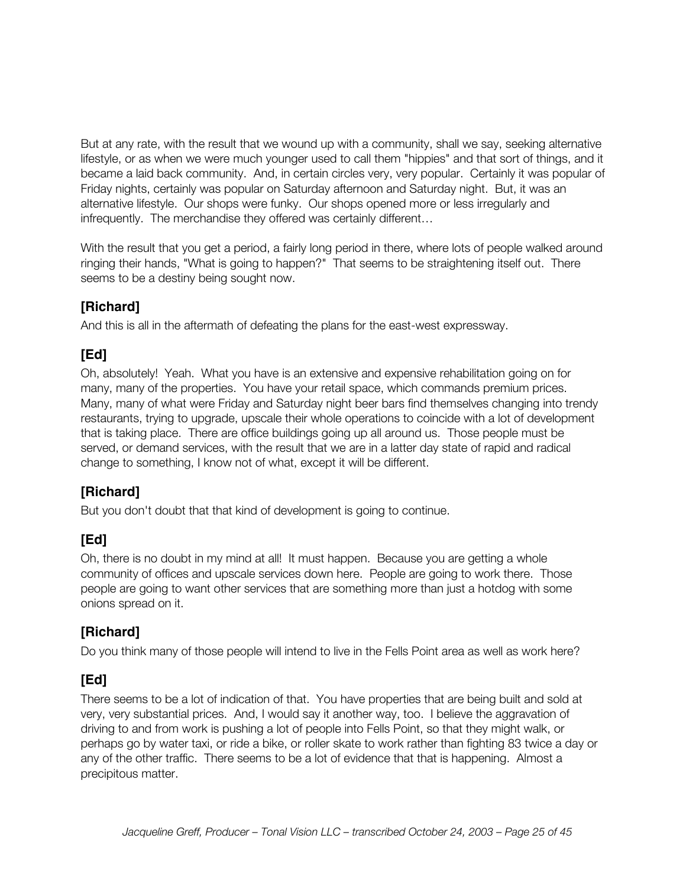But at any rate, with the result that we wound up with a community, shall we say, seeking alternative lifestyle, or as when we were much younger used to call them "hippies" and that sort of things, and it became a laid back community. And, in certain circles very, very popular. Certainly it was popular of Friday nights, certainly was popular on Saturday afternoon and Saturday night. But, it was an alternative lifestyle. Our shops were funky. Our shops opened more or less irregularly and infrequently. The merchandise they offered was certainly different…

With the result that you get a period, a fairly long period in there, where lots of people walked around ringing their hands, "What is going to happen?" That seems to be straightening itself out. There seems to be a destiny being sought now.

### [Richard]

And this is all in the aftermath of defeating the plans for the east-west expressway.

### [Ed]

Oh, absolutely! Yeah. What you have is an extensive and expensive rehabilitation going on for many, many of the properties. You have your retail space, which commands premium prices. Many, many of what were Friday and Saturday night beer bars find themselves changing into trendy restaurants, trying to upgrade, upscale their whole operations to coincide with a lot of development that is taking place. There are office buildings going up all around us. Those people must be served, or demand services, with the result that we are in a latter day state of rapid and radical change to something, I know not of what, except it will be different.

### [Richard]

But you don't doubt that that kind of development is going to continue.

### [Ed]

Oh, there is no doubt in my mind at all! It must happen. Because you are getting a whole community of offices and upscale services down here. People are going to work there. Those people are going to want other services that are something more than just a hotdog with some onions spread on it.

### [Richard]

Do you think many of those people will intend to live in the Fells Point area as well as work here?

### [Ed]

There seems to be a lot of indication of that. You have properties that are being built and sold at very, very substantial prices. And, I would say it another way, too. I believe the aggravation of driving to and from work is pushing a lot of people into Fells Point, so that they might walk, or perhaps go by water taxi, or ride a bike, or roller skate to work rather than fighting 83 twice a day or any of the other traffic. There seems to be a lot of evidence that that is happening. Almost a precipitous matter.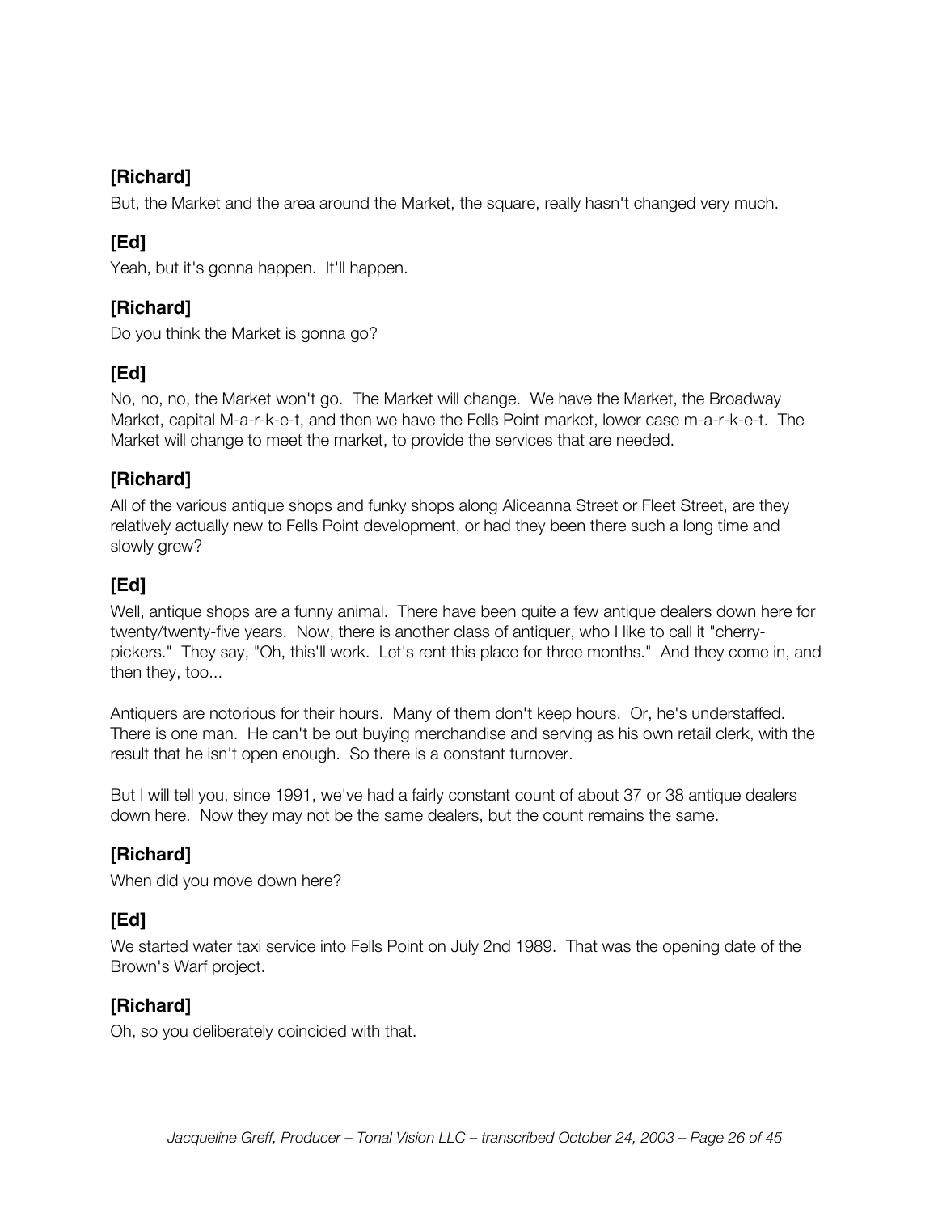### [Richard]

But, the Market and the area around the Market, the square, really hasn't changed very much.

### [Ed]

Yeah, but it's gonna happen. It'll happen.

### [Richard]

Do you think the Market is gonna go?

### [Ed]

No, no, no, the Market won't go. The Market will change. We have the Market, the Broadway Market, capital M-a-r-k-e-t, and then we have the Fells Point market, lower case m-a-r-k-e-t. The Market will change to meet the market, to provide the services that are needed.

### [Richard]

All of the various antique shops and funky shops along Aliceanna Street or Fleet Street, are they relatively actually new to Fells Point development, or had they been there such a long time and slowly grew?

### [Ed]

Well, antique shops are a funny animal. There have been quite a few antique dealers down here for twenty/twenty-five years. Now, there is another class of antiquer, who I like to call it "cherry-pickers." They say, "Oh, this'll work. Let's rent this place for three months." And they come in, and then they, too...

Antiquers are notorious for their hours. Many of them don't keep hours. Or, he's understaffed. There is one man. He can't be out buying merchandise and serving as his own retail clerk, with the result that he isn't open enough. So there is a constant turnover.

But I will tell you, since 1991, we've had a fairly constant count of about 37 or 38 antique dealers down here. Now they may not be the same dealers, but the count remains the same.

### [Richard]

When did you move down here?

### [Ed]

We started water taxi service into Fells Point on July 2nd 1989. That was the opening date of the Brown's Warf project.

### [Richard]

Oh, so you deliberately coincided with that.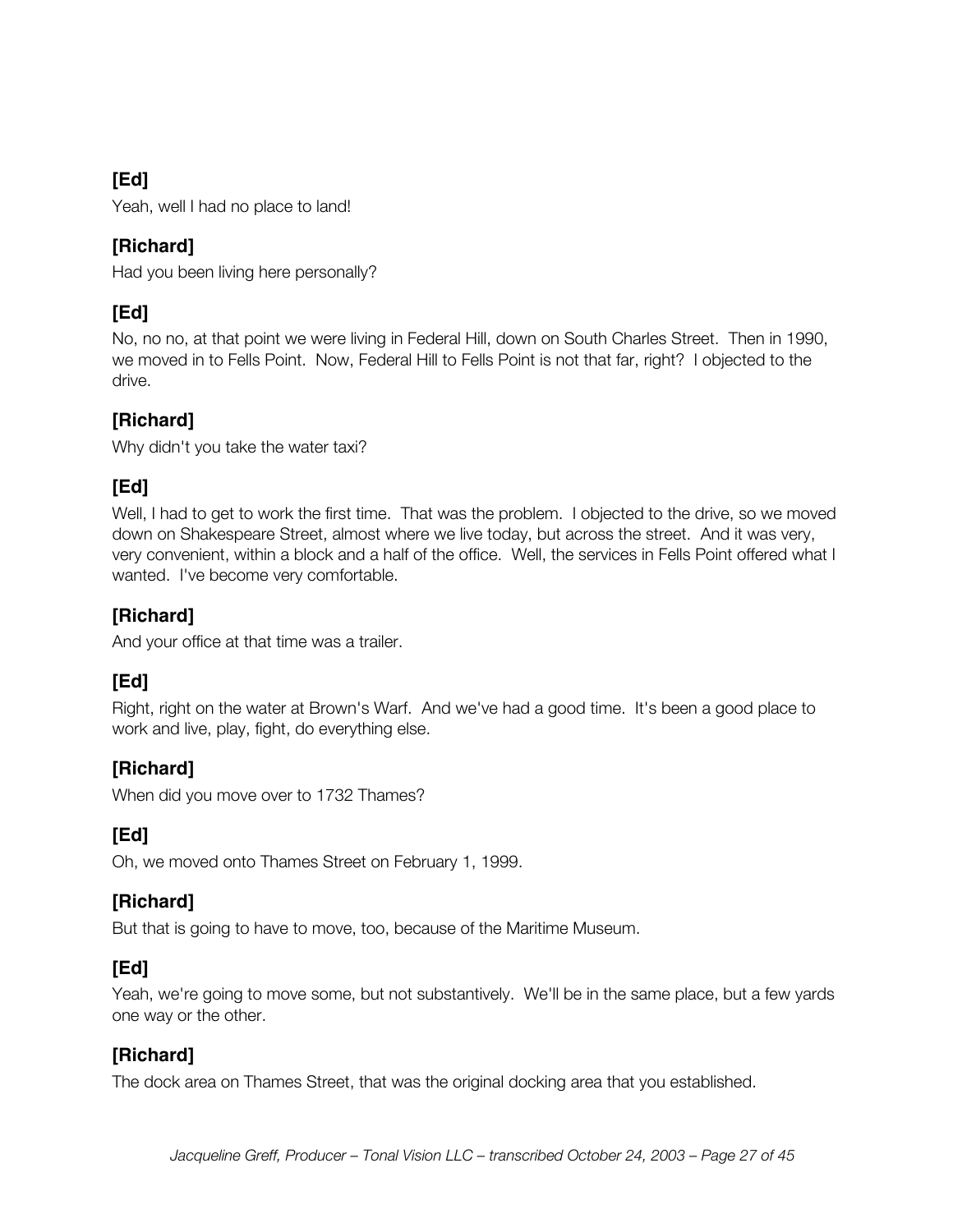**[Ed]**
Yeah, well I had no place to land!

**[Richard]**
Had you been living here personally?

**[Ed]**
No, no no, at that point we were living in Federal Hill, down on South Charles Street. Then in 1990, we moved in to Fells Point. Now, Federal Hill to Fells Point is not that far, right? I objected to the drive.

**[Richard]**
Why didn't you take the water taxi?

**[Ed]**
Well, I had to get to work the first time. That was the problem. I objected to the drive, so we moved down on Shakespeare Street, almost where we live today, but across the street. And it was very, very convenient, within a block and a half of the office. Well, the services in Fells Point offered what I wanted. I've become very comfortable.

**[Richard]**
And your office at that time was a trailer.

**[Ed]**
Right, right on the water at Brown's Warf. And we've had a good time. It's been a good place to work and live, play, fight, do everything else.

**[Richard]**
When did you move over to 1732 Thames?

**[Ed]**
Oh, we moved onto Thames Street on February 1, 1999.

**[Richard]**
But that is going to have to move, too, because of the Maritime Museum.

**[Ed]**
Yeah, we're going to move some, but not substantively. We'll be in the same place, but a few yards one way or the other.

**[Richard]**
The dock area on Thames Street, that was the original docking area that you established.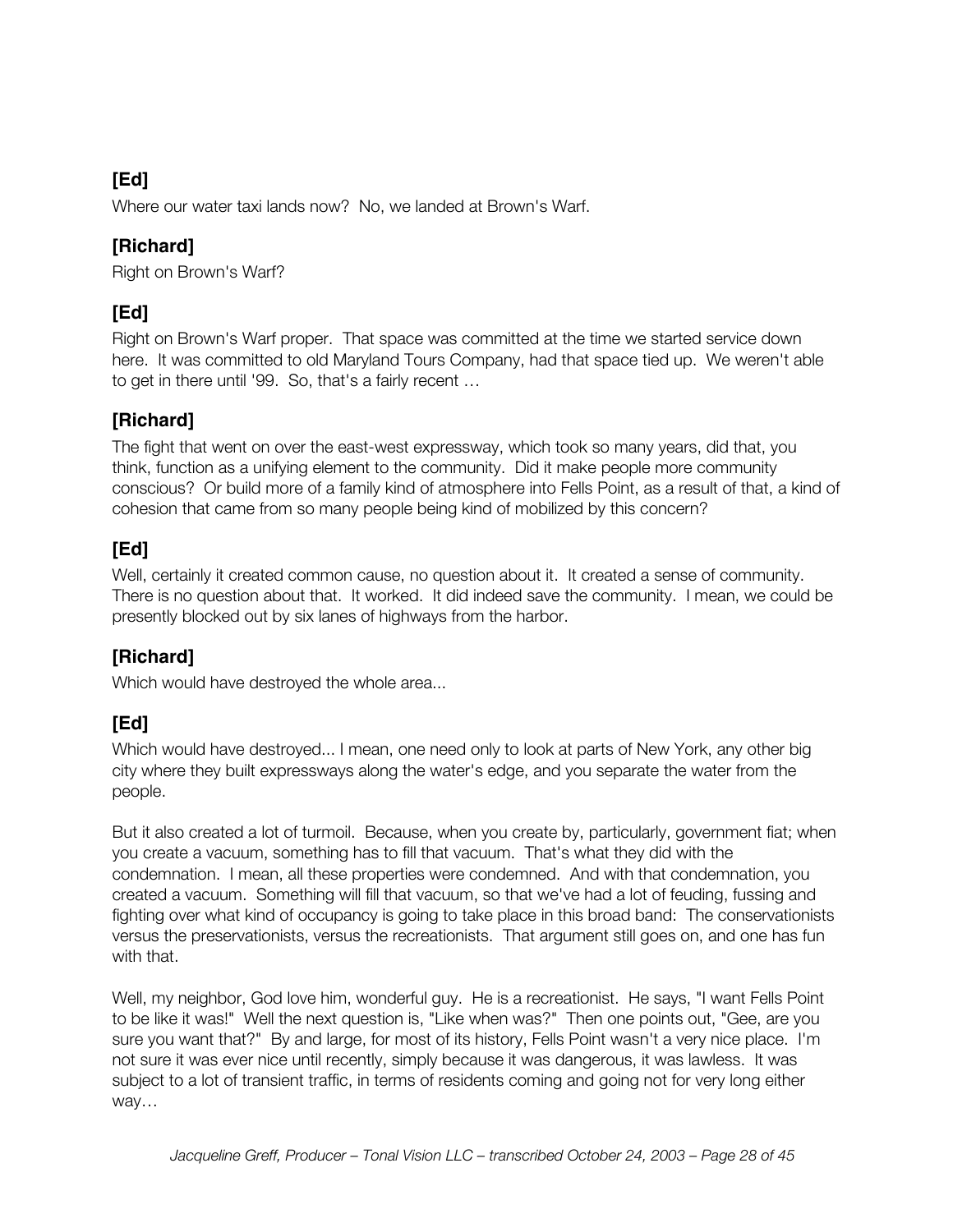**[Ed]**

Where our water taxi lands now? No, we landed at Brown's Warf.

**[Richard]**

Right on Brown's Warf?

**[Ed]**

Right on Brown's Warf proper. That space was committed at the time we started service down here. It was committed to old Maryland Tours Company, had that space tied up. We weren't able to get in there until '99. So, that's a fairly recent …

**[Richard]**

The fight that went on over the east-west expressway, which took so many years, did that, you think, function as a unifying element to the community. Did it make people more community conscious? Or build more of a family kind of atmosphere into Fells Point, as a result of that, a kind of cohesion that came from so many people being kind of mobilized by this concern?

**[Ed]**

Well, certainly it created common cause, no question about it. It created a sense of community. There is no question about that. It worked. It did indeed save the community. I mean, we could be presently blocked out by six lanes of highways from the harbor.

**[Richard]**

Which would have destroyed the whole area...

**[Ed]**

Which would have destroyed... I mean, one need only to look at parts of New York, any other big city where they built expressways along the water's edge, and you separate the water from the people.

But it also created a lot of turmoil. Because, when you create by, particularly, government fiat; when you create a vacuum, something has to fill that vacuum. That's what they did with the condemnation. I mean, all these properties were condemned. And with that condemnation, you created a vacuum. Something will fill that vacuum, so that we've had a lot of feuding, fussing and fighting over what kind of occupancy is going to take place in this broad band: The conservationists versus the preservationists, versus the recreationists. That argument still goes on, and one has fun with that.

Well, my neighbor, God love him, wonderful guy. He is a recreationist. He says, "I want Fells Point to be like it was!" Well the next question is, "Like when was?" Then one points out, "Gee, are you sure you want that?" By and large, for most of its history, Fells Point wasn't a very nice place. I'm not sure it was ever nice until recently, simply because it was dangerous, it was lawless. It was subject to a lot of transient traffic, in terms of residents coming and going not for very long either way…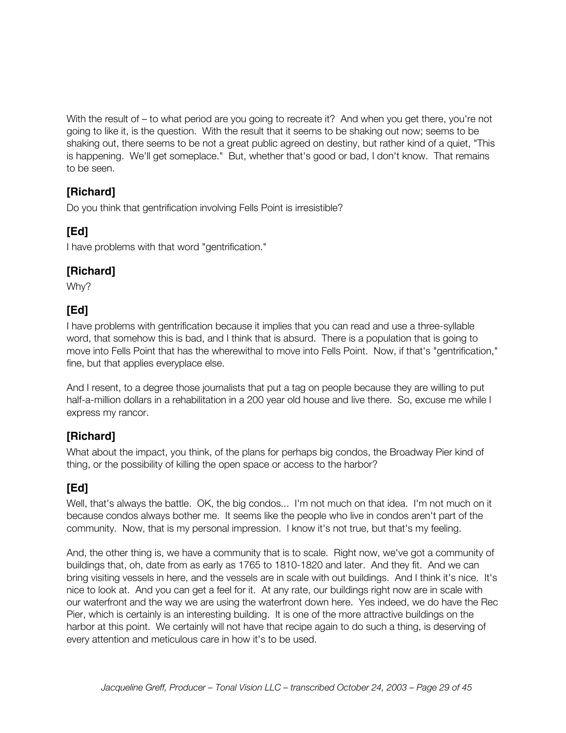With the result of – to what period are you going to recreate it? And when you get there, you're not going to like it, is the question. With the result that it seems to be shaking out now; seems to be shaking out, there seems to be not a great public agreed on destiny, but rather kind of a quiet, "This is happening. We'll get someplace." But, whether that's good or bad, I don't know. That remains to be seen.

### [Richard]

Do you think that gentrification involving Fells Point is irresistible?

### [Ed]

I have problems with that word "gentrification."

### [Richard]

Why?

### [Ed]

I have problems with gentrification because it implies that you can read and use a three-syllable word, that somehow this is bad, and I think that is absurd. There is a population that is going to move into Fells Point that has the wherewithal to move into Fells Point. Now, if that's "gentrification," fine, but that applies everyplace else.

And I resent, to a degree those journalists that put a tag on people because they are willing to put half-a-million dollars in a rehabilitation in a 200 year old house and live there. So, excuse me while I express my rancor.

### [Richard]

What about the impact, you think, of the plans for perhaps big condos, the Broadway Pier kind of thing, or the possibility of killing the open space or access to the harbor?

### [Ed]

Well, that's always the battle. OK, the big condos... I'm not much on that idea. I'm not much on it because condos always bother me. It seems like the people who live in condos aren't part of the community. Now, that is my personal impression. I know it's not true, but that's my feeling.

And, the other thing is, we have a community that is to scale. Right now, we've got a community of buildings that, oh, date from as early as 1765 to 1810-1820 and later. And they fit. And we can bring visiting vessels in here, and the vessels are in scale with out buildings. And I think it's nice. It's nice to look at. And you can get a feel for it. At any rate, our buildings right now are in scale with our waterfront and the way we are using the waterfront down here. Yes indeed, we do have the Rec Pier, which is certainly is an interesting building. It is one of the more attractive buildings on the harbor at this point. We certainly will not have that recipe again to do such a thing, is deserving of every attention and meticulous care in how it's to be used.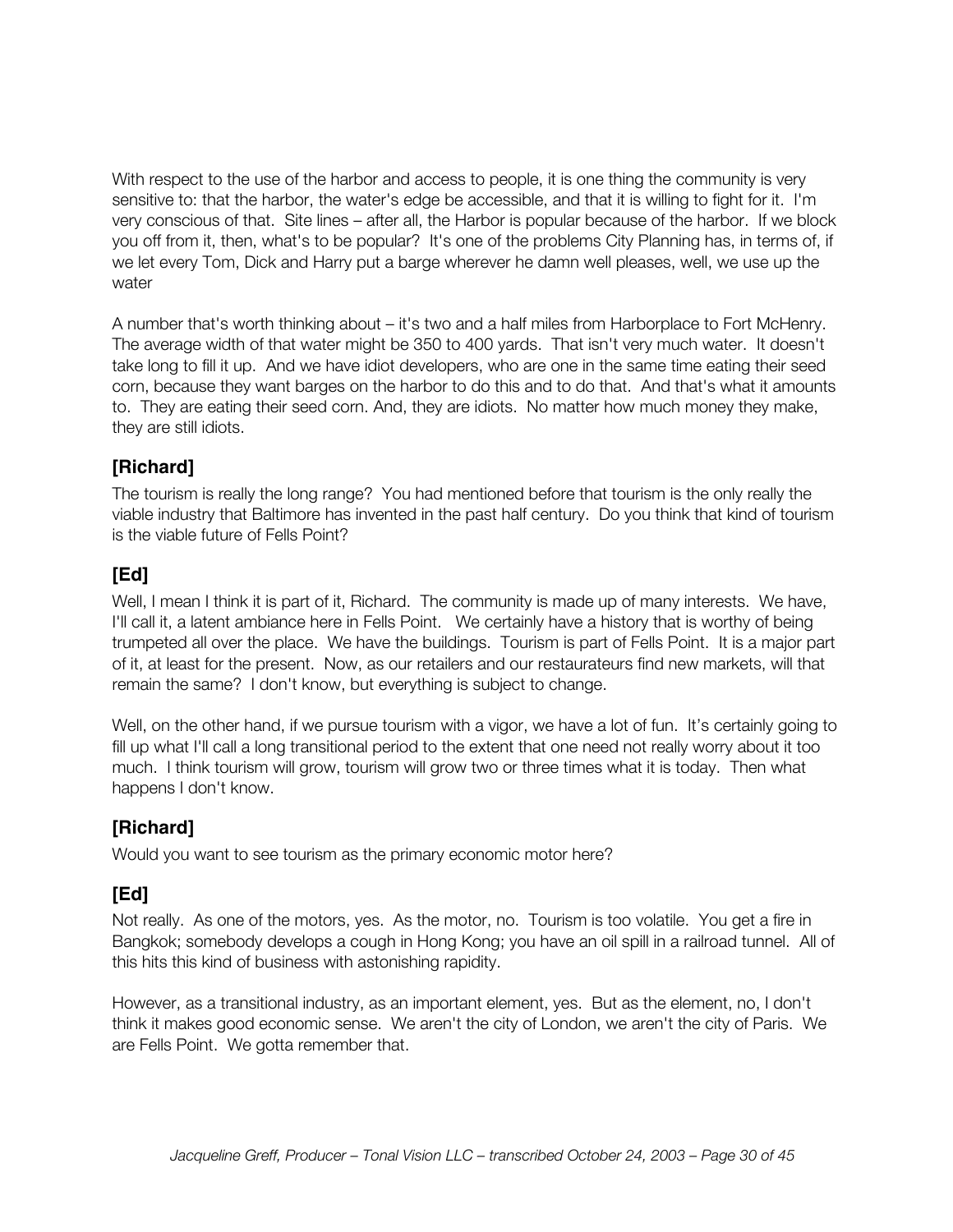With respect to the use of the harbor and access to people, it is one thing the community is very sensitive to: that the harbor, the water's edge be accessible, and that it is willing to fight for it. I'm very conscious of that. Site lines – after all, the Harbor is popular because of the harbor. If we block you off from it, then, what's to be popular? It's one of the problems City Planning has, in terms of, if we let every Tom, Dick and Harry put a barge wherever he damn well pleases, well, we use up the water

A number that's worth thinking about – it's two and a half miles from Harborplace to Fort McHenry. The average width of that water might be 350 to 400 yards. That isn't very much water. It doesn't take long to fill it up. And we have idiot developers, who are one in the same time eating their seed corn, because they want barges on the harbor to do this and to do that. And that's what it amounts to. They are eating their seed corn. And, they are idiots. No matter how much money they make, they are still idiots.

### [Richard]

The tourism is really the long range? You had mentioned before that tourism is the only really the viable industry that Baltimore has invented in the past half century. Do you think that kind of tourism is the viable future of Fells Point?

### [Ed]

Well, I mean I think it is part of it, Richard. The community is made up of many interests. We have, I'll call it, a latent ambiance here in Fells Point. We certainly have a history that is worthy of being trumpeted all over the place. We have the buildings. Tourism is part of Fells Point. It is a major part of it, at least for the present. Now, as our retailers and our restaurateurs find new markets, will that remain the same? I don't know, but everything is subject to change.

Well, on the other hand, if we pursue tourism with a vigor, we have a lot of fun. It's certainly going to fill up what I'll call a long transitional period to the extent that one need not really worry about it too much. I think tourism will grow, tourism will grow two or three times what it is today. Then what happens I don't know.

### [Richard]

Would you want to see tourism as the primary economic motor here?

### [Ed]

Not really. As one of the motors, yes. As the motor, no. Tourism is too volatile. You get a fire in Bangkok; somebody develops a cough in Hong Kong; you have an oil spill in a railroad tunnel. All of this hits this kind of business with astonishing rapidity.

However, as a transitional industry, as an important element, yes. But as the element, no, I don't think it makes good economic sense. We aren't the city of London, we aren't the city of Paris. We are Fells Point. We gotta remember that.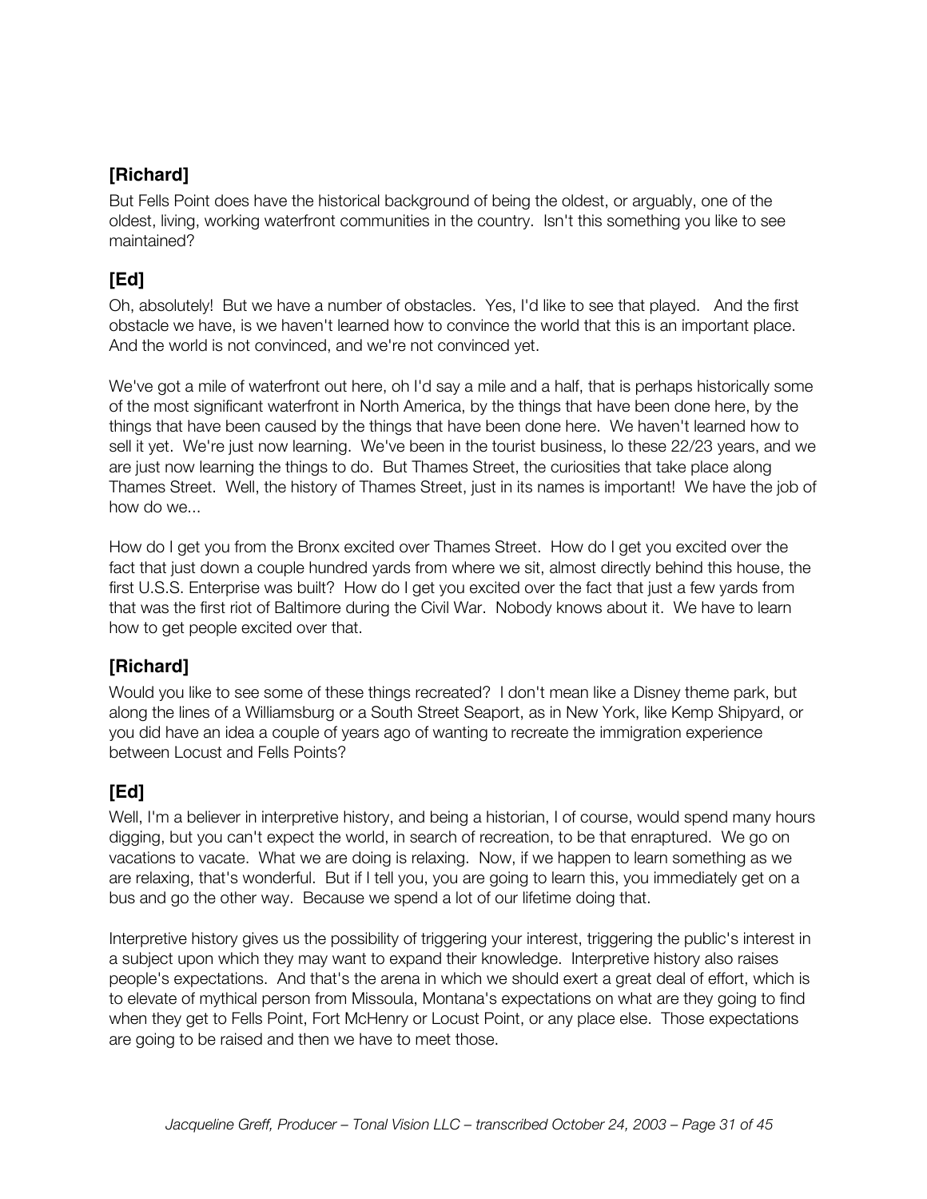### [Richard]

But Fells Point does have the historical background of being the oldest, or arguably, one of the oldest, living, working waterfront communities in the country. Isn't this something you like to see maintained?

### [Ed]

Oh, absolutely! But we have a number of obstacles. Yes, I'd like to see that played. And the first obstacle we have, is we haven't learned how to convince the world that this is an important place. And the world is not convinced, and we're not convinced yet.

We've got a mile of waterfront out here, oh I'd say a mile and a half, that is perhaps historically some of the most significant waterfront in North America, by the things that have been done here, by the things that have been caused by the things that have been done here. We haven't learned how to sell it yet. We're just now learning. We've been in the tourist business, lo these 22/23 years, and we are just now learning the things to do. But Thames Street, the curiosities that take place along Thames Street. Well, the history of Thames Street, just in its names is important! We have the job of how do we...

How do I get you from the Bronx excited over Thames Street. How do I get you excited over the fact that just down a couple hundred yards from where we sit, almost directly behind this house, the first U.S.S. Enterprise was built? How do I get you excited over the fact that just a few yards from that was the first riot of Baltimore during the Civil War. Nobody knows about it. We have to learn how to get people excited over that.

### [Richard]

Would you like to see some of these things recreated? I don't mean like a Disney theme park, but along the lines of a Williamsburg or a South Street Seaport, as in New York, like Kemp Shipyard, or you did have an idea a couple of years ago of wanting to recreate the immigration experience between Locust and Fells Points?

### [Ed]

Well, I'm a believer in interpretive history, and being a historian, I of course, would spend many hours digging, but you can't expect the world, in search of recreation, to be that enraptured. We go on vacations to vacate. What we are doing is relaxing. Now, if we happen to learn something as we are relaxing, that's wonderful. But if I tell you, you are going to learn this, you immediately get on a bus and go the other way. Because we spend a lot of our lifetime doing that.

Interpretive history gives us the possibility of triggering your interest, triggering the public's interest in a subject upon which they may want to expand their knowledge. Interpretive history also raises people's expectations. And that's the arena in which we should exert a great deal of effort, which is to elevate of mythical person from Missoula, Montana's expectations on what are they going to find when they get to Fells Point, Fort McHenry or Locust Point, or any place else. Those expectations are going to be raised and then we have to meet those.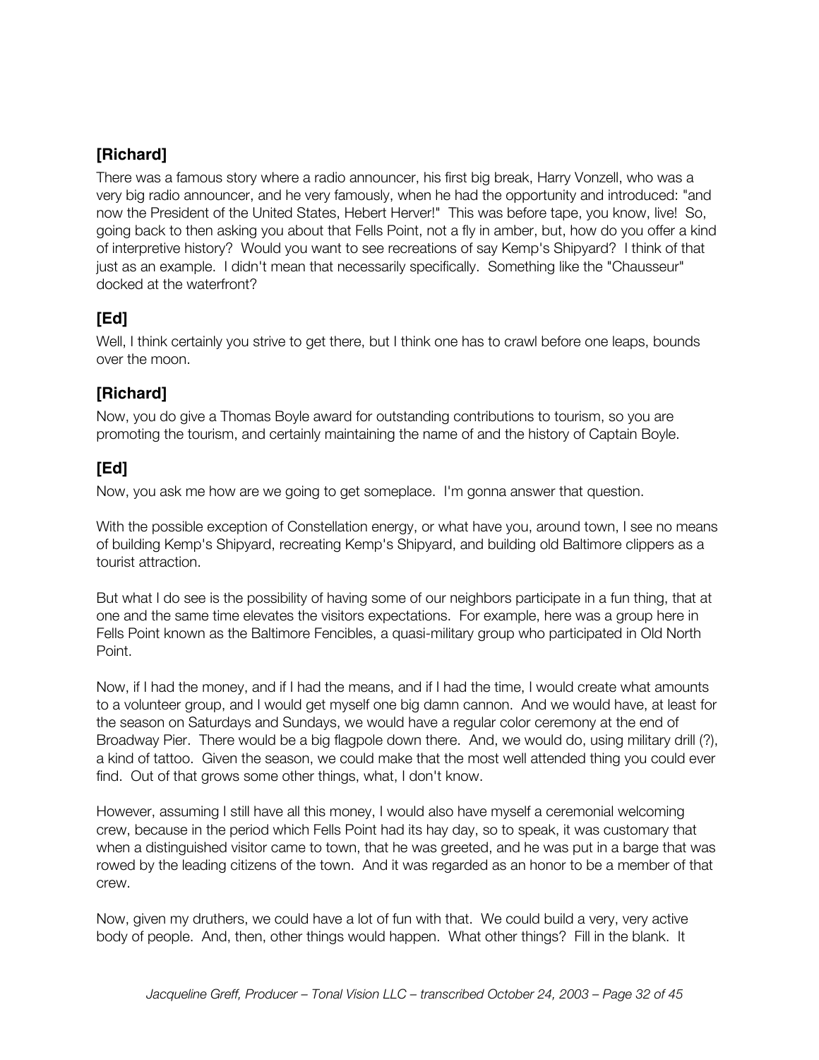## [Richard]

There was a famous story where a radio announcer, his first big break, Harry Vonzell, who was a very big radio announcer, and he very famously, when he had the opportunity and introduced: "and now the President of the United States, Hebert Herver!" This was before tape, you know, live! So, going back to then asking you about that Fells Point, not a fly in amber, but, how do you offer a kind of interpretive history? Would you want to see recreations of say Kemp's Shipyard? I think of that just as an example. I didn't mean that necessarily specifically. Something like the "Chausseur" docked at the waterfront?

## [Ed]

Well, I think certainly you strive to get there, but I think one has to crawl before one leaps, bounds over the moon.

## [Richard]

Now, you do give a Thomas Boyle award for outstanding contributions to tourism, so you are promoting the tourism, and certainly maintaining the name of and the history of Captain Boyle.

## [Ed]

Now, you ask me how are we going to get someplace. I'm gonna answer that question.

With the possible exception of Constellation energy, or what have you, around town, I see no means of building Kemp's Shipyard, recreating Kemp's Shipyard, and building old Baltimore clippers as a tourist attraction.

But what I do see is the possibility of having some of our neighbors participate in a fun thing, that at one and the same time elevates the visitors expectations. For example, here was a group here in Fells Point known as the Baltimore Fencibles, a quasi-military group who participated in Old North Point.

Now, if I had the money, and if I had the means, and if I had the time, I would create what amounts to a volunteer group, and I would get myself one big damn cannon. And we would have, at least for the season on Saturdays and Sundays, we would have a regular color ceremony at the end of Broadway Pier. There would be a big flagpole down there. And, we would do, using military drill (?), a kind of tattoo. Given the season, we could make that the most well attended thing you could ever find. Out of that grows some other things, what, I don't know.

However, assuming I still have all this money, I would also have myself a ceremonial welcoming crew, because in the period which Fells Point had its hay day, so to speak, it was customary that when a distinguished visitor came to town, that he was greeted, and he was put in a barge that was rowed by the leading citizens of the town. And it was regarded as an honor to be a member of that crew.

Now, given my druthers, we could have a lot of fun with that. We could build a very, very active body of people. And, then, other things would happen. What other things? Fill in the blank. It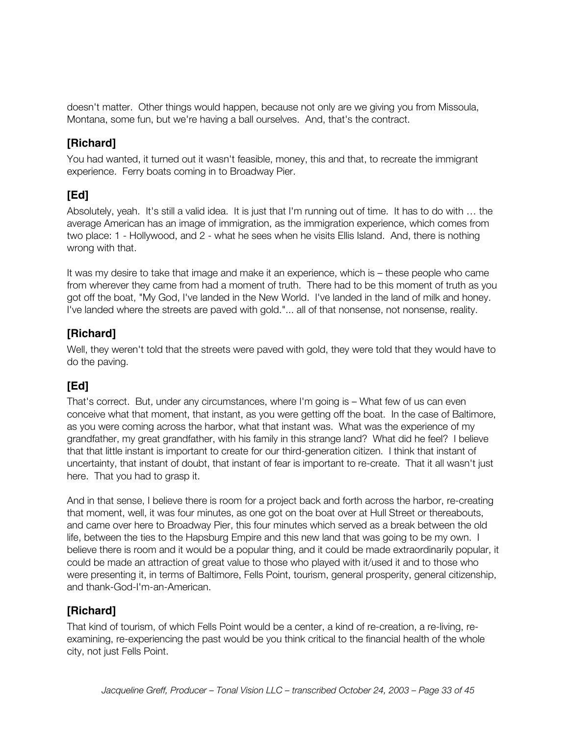doesn't matter. Other things would happen, because not only are we giving you from Missoula, Montana, some fun, but we're having a ball ourselves. And, that's the contract.

### [Richard]

You had wanted, it turned out it wasn't feasible, money, this and that, to recreate the immigrant experience. Ferry boats coming in to Broadway Pier.

### [Ed]

Absolutely, yeah. It's still a valid idea. It is just that I'm running out of time. It has to do with … the average American has an image of immigration, as the immigration experience, which comes from two place: 1 - Hollywood, and 2 - what he sees when he visits Ellis Island. And, there is nothing wrong with that.

It was my desire to take that image and make it an experience, which is – these people who came from wherever they came from had a moment of truth. There had to be this moment of truth as you got off the boat, "My God, I've landed in the New World. I've landed in the land of milk and honey. I've landed where the streets are paved with gold."... all of that nonsense, not nonsense, reality.

### [Richard]

Well, they weren't told that the streets were paved with gold, they were told that they would have to do the paving.

### [Ed]

That's correct. But, under any circumstances, where I'm going is – What few of us can even conceive what that moment, that instant, as you were getting off the boat. In the case of Baltimore, as you were coming across the harbor, what that instant was. What was the experience of my grandfather, my great grandfather, with his family in this strange land? What did he feel? I believe that that little instant is important to create for our third-generation citizen. I think that instant of uncertainty, that instant of doubt, that instant of fear is important to re-create. That it all wasn't just here. That you had to grasp it.

And in that sense, I believe there is room for a project back and forth across the harbor, re-creating that moment, well, it was four minutes, as one got on the boat over at Hull Street or thereabouts, and came over here to Broadway Pier, this four minutes which served as a break between the old life, between the ties to the Hapsburg Empire and this new land that was going to be my own. I believe there is room and it would be a popular thing, and it could be made extraordinarily popular, it could be made an attraction of great value to those who played with it/used it and to those who were presenting it, in terms of Baltimore, Fells Point, tourism, general prosperity, general citizenship, and thank-God-I'm-an-American.

### [Richard]

That kind of tourism, of which Fells Point would be a center, a kind of re-creation, a re-living, re-examining, re-experiencing the past would be you think critical to the financial health of the whole city, not just Fells Point.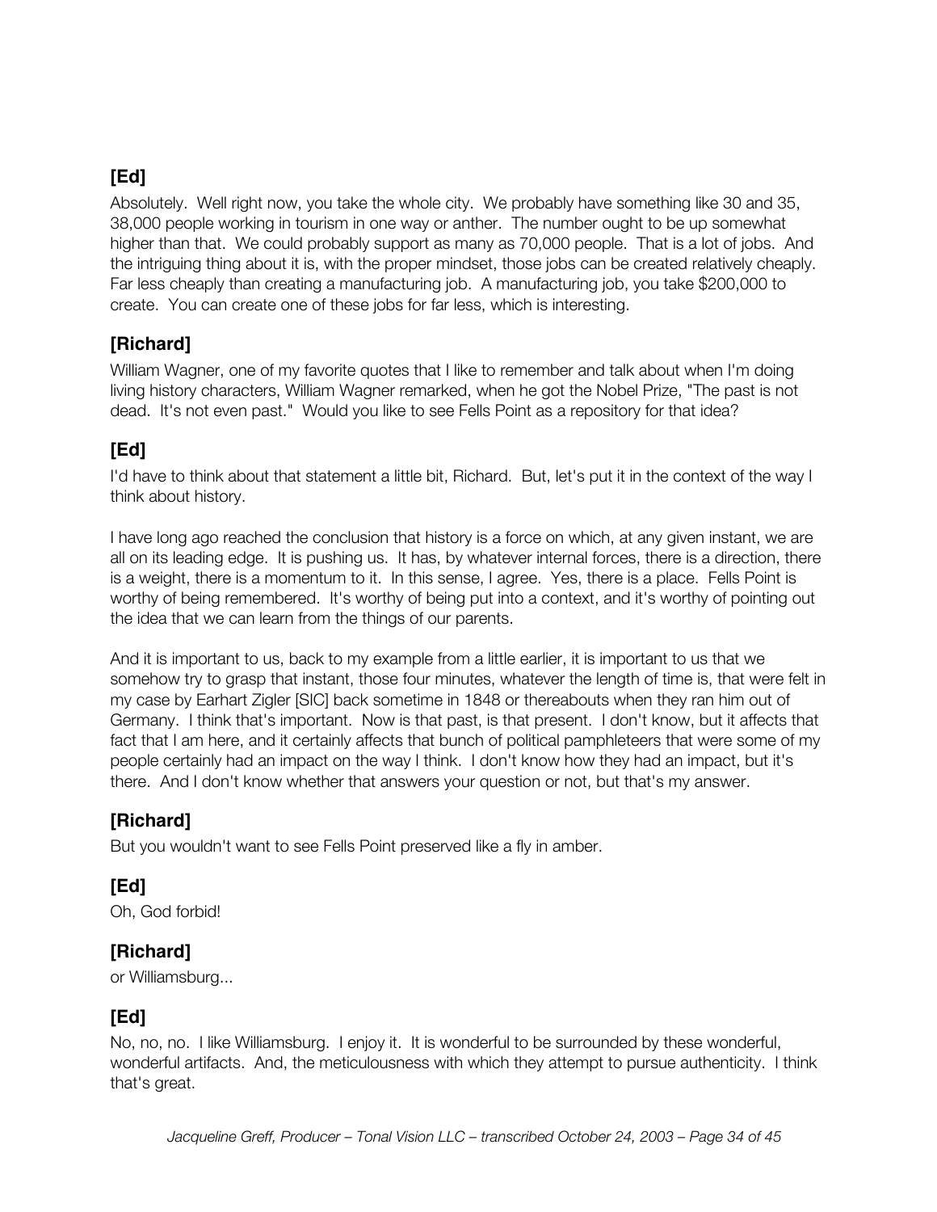**[Ed]**

Absolutely. Well right now, you take the whole city. We probably have something like 30 and 35, 38,000 people working in tourism in one way or anther. The number ought to be up somewhat higher than that. We could probably support as many as 70,000 people. That is a lot of jobs. And the intriguing thing about it is, with the proper mindset, those jobs can be created relatively cheaply. Far less cheaply than creating a manufacturing job. A manufacturing job, you take $200,000 to create. You can create one of these jobs for far less, which is interesting.

**[Richard]**

William Wagner, one of my favorite quotes that I like to remember and talk about when I'm doing living history characters, William Wagner remarked, when he got the Nobel Prize, "The past is not dead. It's not even past." Would you like to see Fells Point as a repository for that idea?

**[Ed]**

I'd have to think about that statement a little bit, Richard. But, let's put it in the context of the way I think about history.

I have long ago reached the conclusion that history is a force on which, at any given instant, we are all on its leading edge. It is pushing us. It has, by whatever internal forces, there is a direction, there is a weight, there is a momentum to it. In this sense, I agree. Yes, there is a place. Fells Point is worthy of being remembered. It's worthy of being put into a context, and it's worthy of pointing out the idea that we can learn from the things of our parents.

And it is important to us, back to my example from a little earlier, it is important to us that we somehow try to grasp that instant, those four minutes, whatever the length of time is, that were felt in my case by Earhart Zigler [SIC] back sometime in 1848 or thereabouts when they ran him out of Germany. I think that's important. Now is that past, is that present. I don't know, but it affects that fact that I am here, and it certainly affects that bunch of political pamphleteers that were some of my people certainly had an impact on the way I think. I don't know how they had an impact, but it's there. And I don't know whether that answers your question or not, but that's my answer.

**[Richard]**

But you wouldn't want to see Fells Point preserved like a fly in amber.

**[Ed]**

Oh, God forbid!

**[Richard]**

or Williamsburg...

**[Ed]**

No, no, no. I like Williamsburg. I enjoy it. It is wonderful to be surrounded by these wonderful, wonderful artifacts. And, the meticulousness with which they attempt to pursue authenticity. I think that's great.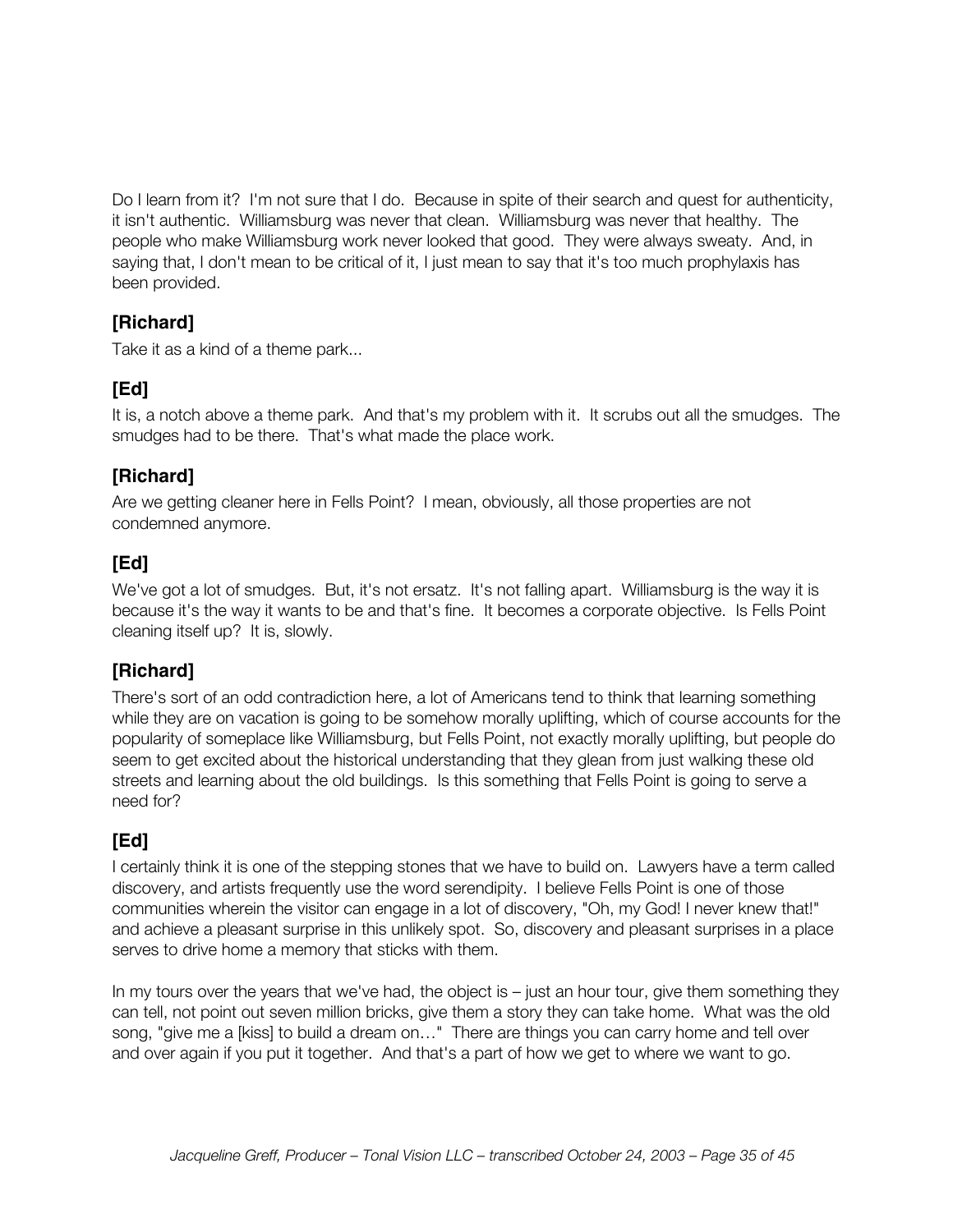Do I learn from it? I'm not sure that I do. Because in spite of their search and quest for authenticity, it isn't authentic. Williamsburg was never that clean. Williamsburg was never that healthy. The people who make Williamsburg work never looked that good. They were always sweaty. And, in saying that, I don't mean to be critical of it, I just mean to say that it's too much prophylaxis has been provided.

### [Richard]

Take it as a kind of a theme park...

### [Ed]

It is, a notch above a theme park. And that's my problem with it. It scrubs out all the smudges. The smudges had to be there. That's what made the place work.

### [Richard]

Are we getting cleaner here in Fells Point? I mean, obviously, all those properties are not condemned anymore.

### [Ed]

We've got a lot of smudges. But, it's not ersatz. It's not falling apart. Williamsburg is the way it is because it's the way it wants to be and that's fine. It becomes a corporate objective. Is Fells Point cleaning itself up? It is, slowly.

### [Richard]

There's sort of an odd contradiction here, a lot of Americans tend to think that learning something while they are on vacation is going to be somehow morally uplifting, which of course accounts for the popularity of someplace like Williamsburg, but Fells Point, not exactly morally uplifting, but people do seem to get excited about the historical understanding that they glean from just walking these old streets and learning about the old buildings. Is this something that Fells Point is going to serve a need for?

### [Ed]

I certainly think it is one of the stepping stones that we have to build on. Lawyers have a term called discovery, and artists frequently use the word serendipity. I believe Fells Point is one of those communities wherein the visitor can engage in a lot of discovery, "Oh, my God! I never knew that!" and achieve a pleasant surprise in this unlikely spot. So, discovery and pleasant surprises in a place serves to drive home a memory that sticks with them.

In my tours over the years that we've had, the object is – just an hour tour, give them something they can tell, not point out seven million bricks, give them a story they can take home. What was the old song, "give me a [kiss] to build a dream on…" There are things you can carry home and tell over and over again if you put it together. And that's a part of how we get to where we want to go.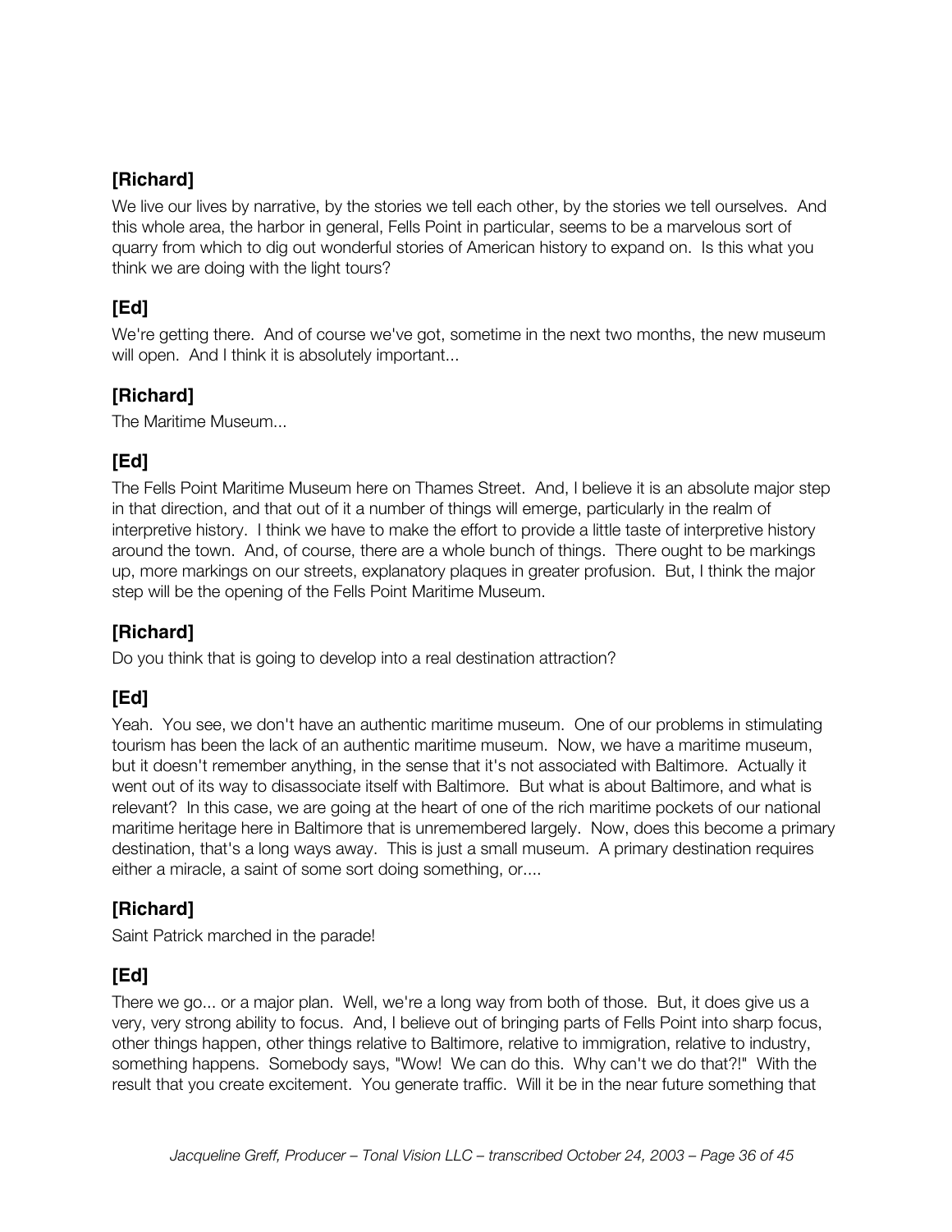### [Richard]

We live our lives by narrative, by the stories we tell each other, by the stories we tell ourselves. And this whole area, the harbor in general, Fells Point in particular, seems to be a marvelous sort of quarry from which to dig out wonderful stories of American history to expand on. Is this what you think we are doing with the light tours?

### [Ed]

We're getting there. And of course we've got, sometime in the next two months, the new museum will open. And I think it is absolutely important...

### [Richard]

The Maritime Museum...

### [Ed]

The Fells Point Maritime Museum here on Thames Street. And, I believe it is an absolute major step in that direction, and that out of it a number of things will emerge, particularly in the realm of interpretive history. I think we have to make the effort to provide a little taste of interpretive history around the town. And, of course, there are a whole bunch of things. There ought to be markings up, more markings on our streets, explanatory plaques in greater profusion. But, I think the major step will be the opening of the Fells Point Maritime Museum.

### [Richard]

Do you think that is going to develop into a real destination attraction?

### [Ed]

Yeah. You see, we don't have an authentic maritime museum. One of our problems in stimulating tourism has been the lack of an authentic maritime museum. Now, we have a maritime museum, but it doesn't remember anything, in the sense that it's not associated with Baltimore. Actually it went out of its way to disassociate itself with Baltimore. But what is about Baltimore, and what is relevant? In this case, we are going at the heart of one of the rich maritime pockets of our national maritime heritage here in Baltimore that is unremembered largely. Now, does this become a primary destination, that's a long ways away. This is just a small museum. A primary destination requires either a miracle, a saint of some sort doing something, or....

### [Richard]

Saint Patrick marched in the parade!

### [Ed]

There we go... or a major plan. Well, we're a long way from both of those. But, it does give us a very, very strong ability to focus. And, I believe out of bringing parts of Fells Point into sharp focus, other things happen, other things relative to Baltimore, relative to immigration, relative to industry, something happens. Somebody says, "Wow! We can do this. Why can't we do that?!" With the result that you create excitement. You generate traffic. Will it be in the near future something that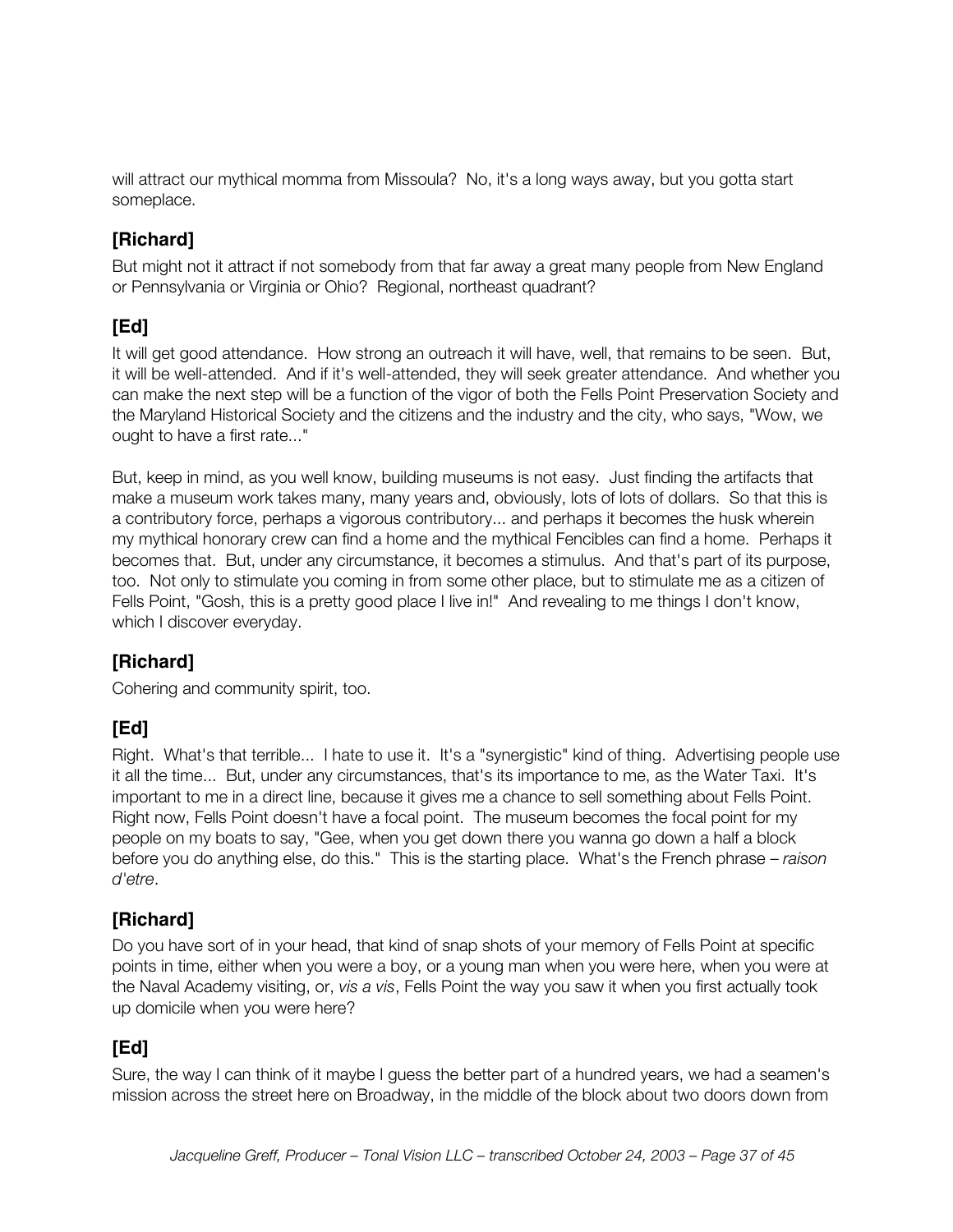will attract our mythical momma from Missoula? No, it's a long ways away, but you gotta start someplace.

### [Richard]

But might not it attract if not somebody from that far away a great many people from New England or Pennsylvania or Virginia or Ohio? Regional, northeast quadrant?

### [Ed]

It will get good attendance. How strong an outreach it will have, well, that remains to be seen. But, it will be well-attended. And if it's well-attended, they will seek greater attendance. And whether you can make the next step will be a function of the vigor of both the Fells Point Preservation Society and the Maryland Historical Society and the citizens and the industry and the city, who says, "Wow, we ought to have a first rate..."

But, keep in mind, as you well know, building museums is not easy. Just finding the artifacts that make a museum work takes many, many years and, obviously, lots of lots of dollars. So that this is a contributory force, perhaps a vigorous contributory... and perhaps it becomes the husk wherein my mythical honorary crew can find a home and the mythical Fencibles can find a home. Perhaps it becomes that. But, under any circumstance, it becomes a stimulus. And that's part of its purpose, too. Not only to stimulate you coming in from some other place, but to stimulate me as a citizen of Fells Point, "Gosh, this is a pretty good place I live in!" And revealing to me things I don't know, which I discover everyday.

### [Richard]

Cohering and community spirit, too.

### [Ed]

Right. What's that terrible... I hate to use it. It's a "synergistic" kind of thing. Advertising people use it all the time... But, under any circumstances, that's its importance to me, as the Water Taxi. It's important to me in a direct line, because it gives me a chance to sell something about Fells Point. Right now, Fells Point doesn't have a focal point. The museum becomes the focal point for my people on my boats to say, "Gee, when you get down there you wanna go down a half a block before you do anything else, do this." This is the starting place. What's the French phrase – *raison d'etre*.

### [Richard]

Do you have sort of in your head, that kind of snap shots of your memory of Fells Point at specific points in time, either when you were a boy, or a young man when you were here, when you were at the Naval Academy visiting, or, *vis a vis*, Fells Point the way you saw it when you first actually took up domicile when you were here?

### [Ed]

Sure, the way I can think of it maybe I guess the better part of a hundred years, we had a seamen's mission across the street here on Broadway, in the middle of the block about two doors down from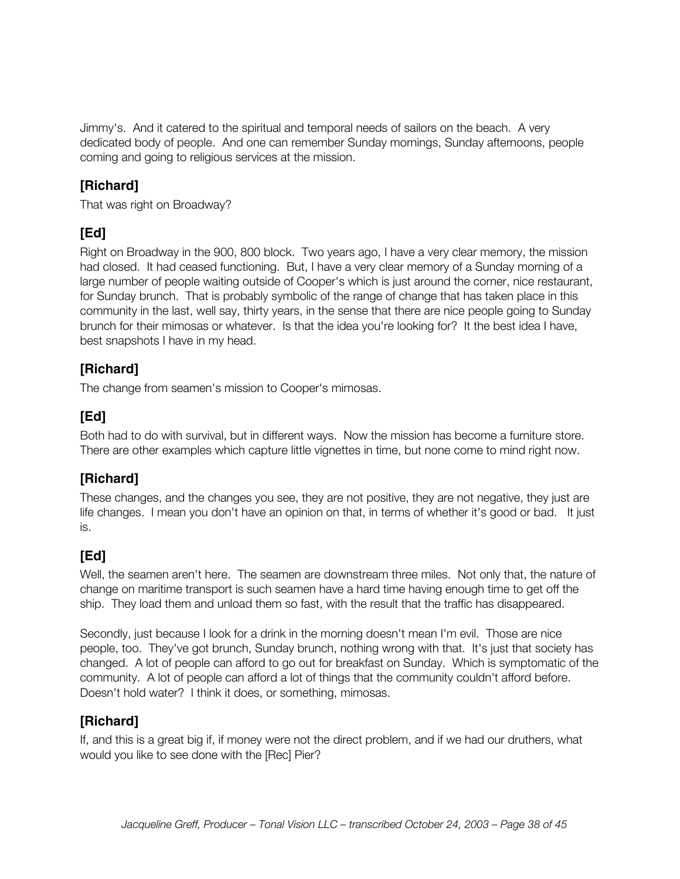Jimmy's. And it catered to the spiritual and temporal needs of sailors on the beach. A very dedicated body of people. And one can remember Sunday mornings, Sunday afternoons, people coming and going to religious services at the mission.

### [Richard]

That was right on Broadway?

### [Ed]

Right on Broadway in the 900, 800 block. Two years ago, I have a very clear memory, the mission had closed. It had ceased functioning. But, I have a very clear memory of a Sunday morning of a large number of people waiting outside of Cooper's which is just around the corner, nice restaurant, for Sunday brunch. That is probably symbolic of the range of change that has taken place in this community in the last, well say, thirty years, in the sense that there are nice people going to Sunday brunch for their mimosas or whatever. Is that the idea you're looking for? It the best idea I have, best snapshots I have in my head.

### [Richard]

The change from seamen's mission to Cooper's mimosas.

### [Ed]

Both had to do with survival, but in different ways. Now the mission has become a furniture store. There are other examples which capture little vignettes in time, but none come to mind right now.

### [Richard]

These changes, and the changes you see, they are not positive, they are not negative, they just are life changes. I mean you don't have an opinion on that, in terms of whether it's good or bad. It just is.

### [Ed]

Well, the seamen aren't here. The seamen are downstream three miles. Not only that, the nature of change on maritime transport is such seamen have a hard time having enough time to get off the ship. They load them and unload them so fast, with the result that the traffic has disappeared.

Secondly, just because I look for a drink in the morning doesn't mean I'm evil. Those are nice people, too. They've got brunch, Sunday brunch, nothing wrong with that. It's just that society has changed. A lot of people can afford to go out for breakfast on Sunday. Which is symptomatic of the community. A lot of people can afford a lot of things that the community couldn't afford before. Doesn't hold water? I think it does, or something, mimosas.

### [Richard]

If, and this is a great big if, if money were not the direct problem, and if we had our druthers, what would you like to see done with the [Rec] Pier?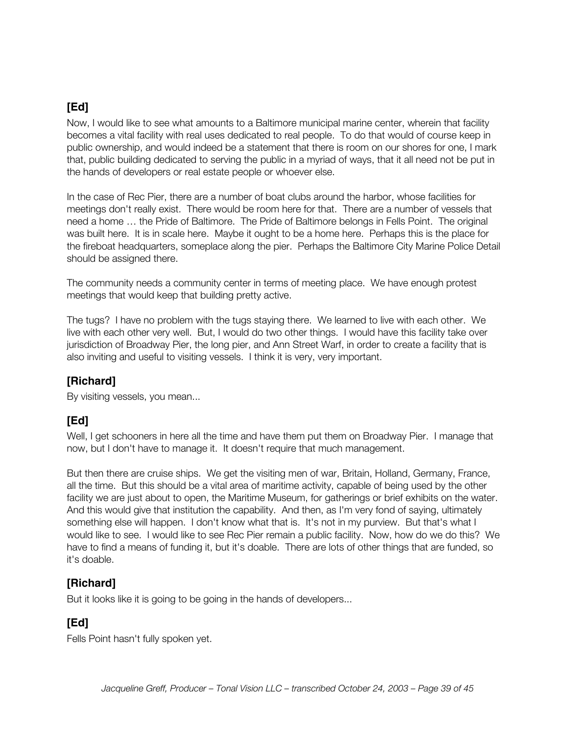### [Ed]

Now, I would like to see what amounts to a Baltimore municipal marine center, wherein that facility becomes a vital facility with real uses dedicated to real people. To do that would of course keep in public ownership, and would indeed be a statement that there is room on our shores for one, I mark that, public building dedicated to serving the public in a myriad of ways, that it all need not be put in the hands of developers or real estate people or whoever else.

In the case of Rec Pier, there are a number of boat clubs around the harbor, whose facilities for meetings don't really exist. There would be room here for that. There are a number of vessels that need a home … the Pride of Baltimore. The Pride of Baltimore belongs in Fells Point. The original was built here. It is in scale here. Maybe it ought to be a home here. Perhaps this is the place for the fireboat headquarters, someplace along the pier. Perhaps the Baltimore City Marine Police Detail should be assigned there.

The community needs a community center in terms of meeting place. We have enough protest meetings that would keep that building pretty active.

The tugs? I have no problem with the tugs staying there. We learned to live with each other. We live with each other very well. But, I would do two other things. I would have this facility take over jurisdiction of Broadway Pier, the long pier, and Ann Street Warf, in order to create a facility that is also inviting and useful to visiting vessels. I think it is very, very important.

### [Richard]

By visiting vessels, you mean...

### [Ed]

Well, I get schooners in here all the time and have them put them on Broadway Pier. I manage that now, but I don't have to manage it. It doesn't require that much management.

But then there are cruise ships. We get the visiting men of war, Britain, Holland, Germany, France, all the time. But this should be a vital area of maritime activity, capable of being used by the other facility we are just about to open, the Maritime Museum, for gatherings or brief exhibits on the water. And this would give that institution the capability. And then, as I'm very fond of saying, ultimately something else will happen. I don't know what that is. It's not in my purview. But that's what I would like to see. I would like to see Rec Pier remain a public facility. Now, how do we do this? We have to find a means of funding it, but it's doable. There are lots of other things that are funded, so it's doable.

### [Richard]

But it looks like it is going to be going in the hands of developers...

### [Ed]

Fells Point hasn't fully spoken yet.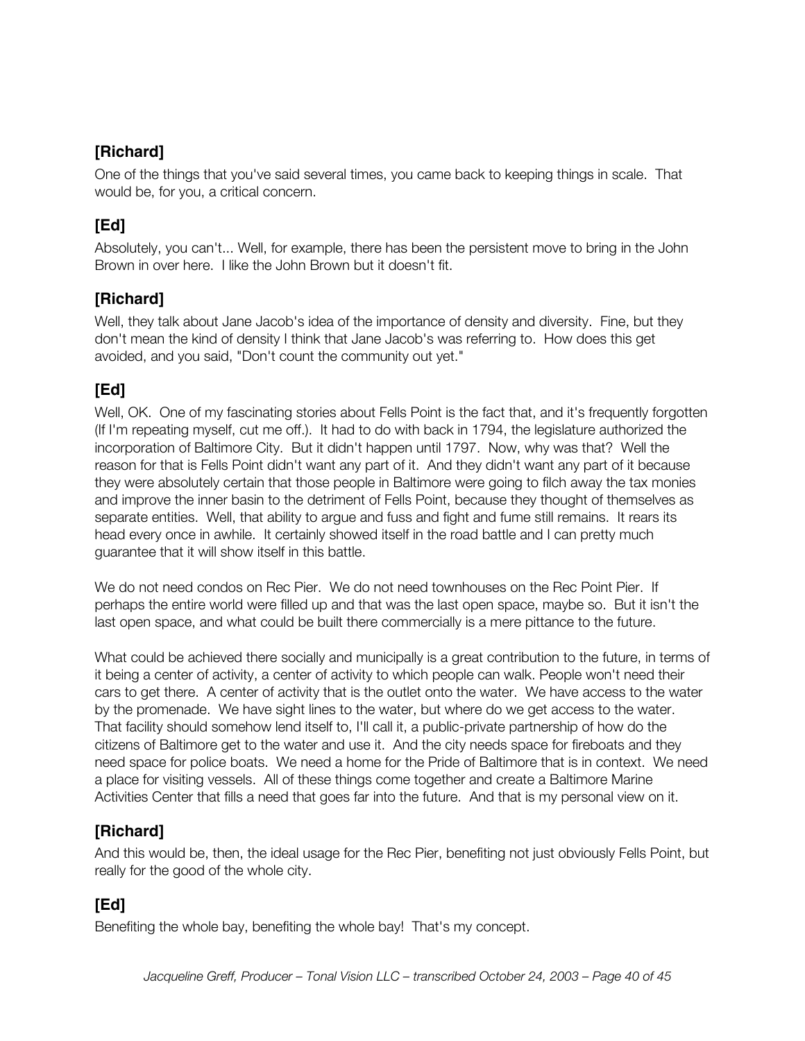**[Richard]**

One of the things that you've said several times, you came back to keeping things in scale. That would be, for you, a critical concern.

**[Ed]**

Absolutely, you can't... Well, for example, there has been the persistent move to bring in the John Brown in over here. I like the John Brown but it doesn't fit.

**[Richard]**

Well, they talk about Jane Jacob's idea of the importance of density and diversity. Fine, but they don't mean the kind of density I think that Jane Jacob's was referring to. How does this get avoided, and you said, "Don't count the community out yet."

**[Ed]**

Well, OK. One of my fascinating stories about Fells Point is the fact that, and it's frequently forgotten (If I'm repeating myself, cut me off.). It had to do with back in 1794, the legislature authorized the incorporation of Baltimore City. But it didn't happen until 1797. Now, why was that? Well the reason for that is Fells Point didn't want any part of it. And they didn't want any part of it because they were absolutely certain that those people in Baltimore were going to filch away the tax monies and improve the inner basin to the detriment of Fells Point, because they thought of themselves as separate entities. Well, that ability to argue and fuss and fight and fume still remains. It rears its head every once in awhile. It certainly showed itself in the road battle and I can pretty much guarantee that it will show itself in this battle.

We do not need condos on Rec Pier. We do not need townhouses on the Rec Point Pier. If perhaps the entire world were filled up and that was the last open space, maybe so. But it isn't the last open space, and what could be built there commercially is a mere pittance to the future.

What could be achieved there socially and municipally is a great contribution to the future, in terms of it being a center of activity, a center of activity to which people can walk. People won't need their cars to get there. A center of activity that is the outlet onto the water. We have access to the water by the promenade. We have sight lines to the water, but where do we get access to the water. That facility should somehow lend itself to, I'll call it, a public-private partnership of how do the citizens of Baltimore get to the water and use it. And the city needs space for fireboats and they need space for police boats. We need a home for the Pride of Baltimore that is in context. We need a place for visiting vessels. All of these things come together and create a Baltimore Marine Activities Center that fills a need that goes far into the future. And that is my personal view on it.

**[Richard]**

And this would be, then, the ideal usage for the Rec Pier, benefiting not just obviously Fells Point, but really for the good of the whole city.

**[Ed]**

Benefiting the whole bay, benefiting the whole bay! That's my concept.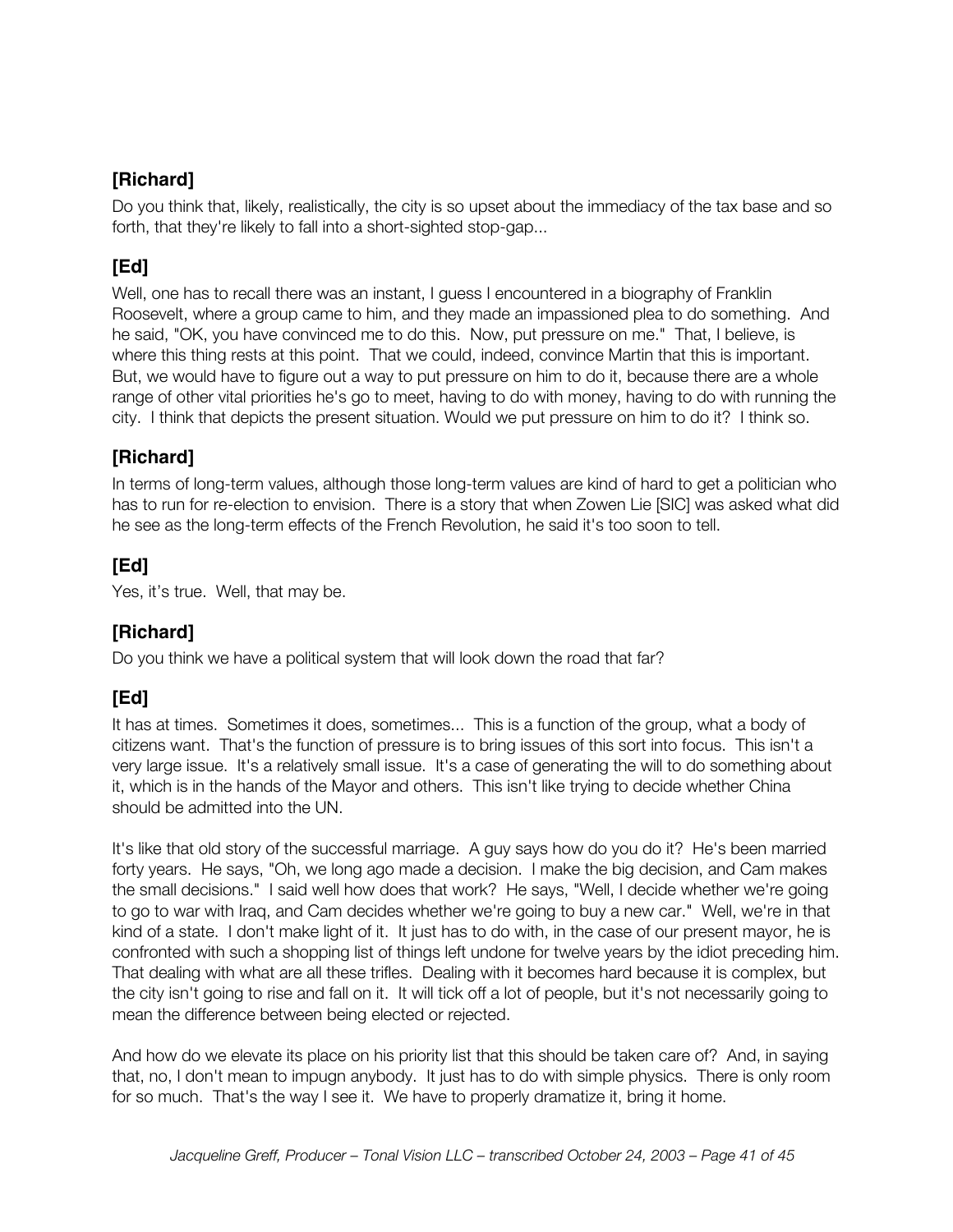### [Richard]

Do you think that, likely, realistically, the city is so upset about the immediacy of the tax base and so forth, that they're likely to fall into a short-sighted stop-gap...

### [Ed]

Well, one has to recall there was an instant, I guess I encountered in a biography of Franklin Roosevelt, where a group came to him, and they made an impassioned plea to do something. And he said, "OK, you have convinced me to do this. Now, put pressure on me." That, I believe, is where this thing rests at this point. That we could, indeed, convince Martin that this is important. But, we would have to figure out a way to put pressure on him to do it, because there are a whole range of other vital priorities he's go to meet, having to do with money, having to do with running the city. I think that depicts the present situation. Would we put pressure on him to do it? I think so.

### [Richard]

In terms of long-term values, although those long-term values are kind of hard to get a politician who has to run for re-election to envision. There is a story that when Zowen Lie [SIC] was asked what did he see as the long-term effects of the French Revolution, he said it's too soon to tell.

### [Ed]

Yes, it's true. Well, that may be.

### [Richard]

Do you think we have a political system that will look down the road that far?

### [Ed]

It has at times. Sometimes it does, sometimes... This is a function of the group, what a body of citizens want. That's the function of pressure is to bring issues of this sort into focus. This isn't a very large issue. It's a relatively small issue. It's a case of generating the will to do something about it, which is in the hands of the Mayor and others. This isn't like trying to decide whether China should be admitted into the UN.

It's like that old story of the successful marriage. A guy says how do you do it? He's been married forty years. He says, "Oh, we long ago made a decision. I make the big decision, and Cam makes the small decisions." I said well how does that work? He says, "Well, I decide whether we're going to go to war with Iraq, and Cam decides whether we're going to buy a new car." Well, we're in that kind of a state. I don't make light of it. It just has to do with, in the case of our present mayor, he is confronted with such a shopping list of things left undone for twelve years by the idiot preceding him. That dealing with what are all these trifles. Dealing with it becomes hard because it is complex, but the city isn't going to rise and fall on it. It will tick off a lot of people, but it's not necessarily going to mean the difference between being elected or rejected.

And how do we elevate its place on his priority list that this should be taken care of? And, in saying that, no, I don't mean to impugn anybody. It just has to do with simple physics. There is only room for so much. That's the way I see it. We have to properly dramatize it, bring it home.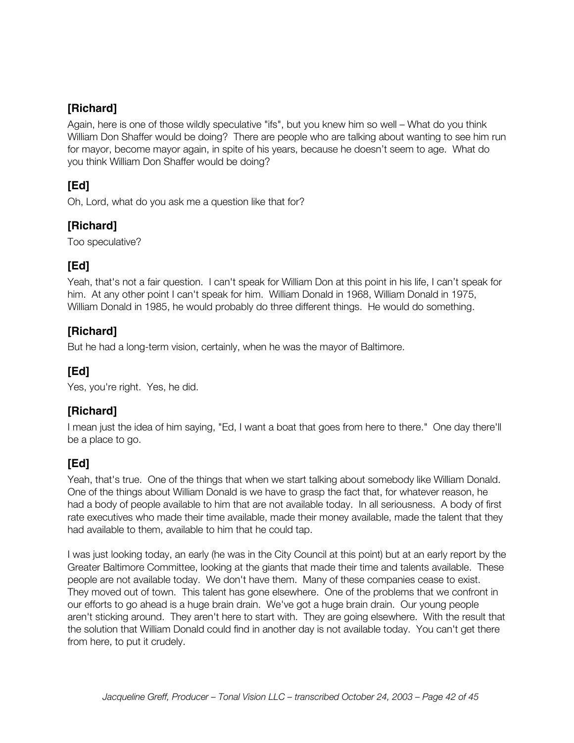## [Richard]

Again, here is one of those wildly speculative "ifs", but you knew him so well – What do you think William Don Shaffer would be doing? There are people who are talking about wanting to see him run for mayor, become mayor again, in spite of his years, because he doesn't seem to age. What do you think William Don Shaffer would be doing?

## [Ed]

Oh, Lord, what do you ask me a question like that for?

## [Richard]

Too speculative?

## [Ed]

Yeah, that's not a fair question. I can't speak for William Don at this point in his life, I can't speak for him. At any other point I can't speak for him. William Donald in 1968, William Donald in 1975, William Donald in 1985, he would probably do three different things. He would do something.

## [Richard]

But he had a long-term vision, certainly, when he was the mayor of Baltimore.

## [Ed]

Yes, you're right. Yes, he did.

## [Richard]

I mean just the idea of him saying, "Ed, I want a boat that goes from here to there." One day there'll be a place to go.

## [Ed]

Yeah, that's true. One of the things that when we start talking about somebody like William Donald. One of the things about William Donald is we have to grasp the fact that, for whatever reason, he had a body of people available to him that are not available today. In all seriousness. A body of first rate executives who made their time available, made their money available, made the talent that they had available to them, available to him that he could tap.

I was just looking today, an early (he was in the City Council at this point) but at an early report by the Greater Baltimore Committee, looking at the giants that made their time and talents available. These people are not available today. We don't have them. Many of these companies cease to exist. They moved out of town. This talent has gone elsewhere. One of the problems that we confront in our efforts to go ahead is a huge brain drain. We've got a huge brain drain. Our young people aren't sticking around. They aren't here to start with. They are going elsewhere. With the result that the solution that William Donald could find in another day is not available today. You can't get there from here, to put it crudely.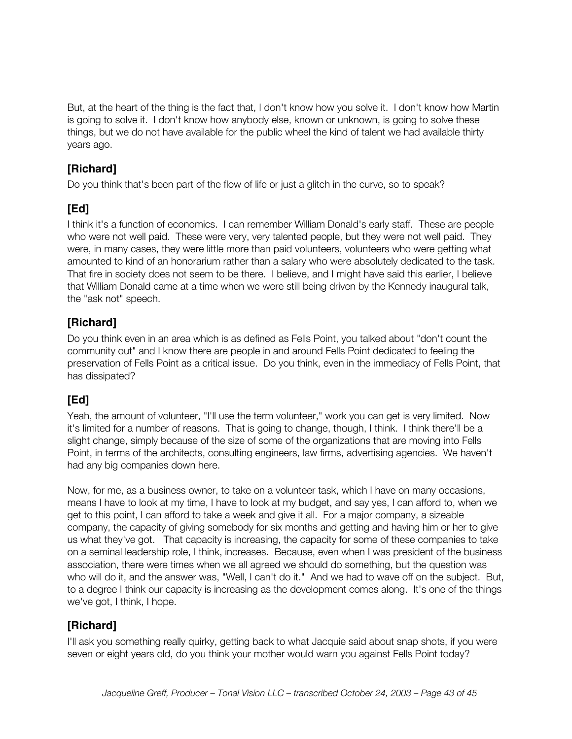But, at the heart of the thing is the fact that, I don't know how you solve it. I don't know how Martin is going to solve it. I don't know how anybody else, known or unknown, is going to solve these things, but we do not have available for the public wheel the kind of talent we had available thirty years ago.

## [Richard]

Do you think that's been part of the flow of life or just a glitch in the curve, so to speak?

## [Ed]

I think it's a function of economics. I can remember William Donald's early staff. These are people who were not well paid. These were very, very talented people, but they were not well paid. They were, in many cases, they were little more than paid volunteers, volunteers who were getting what amounted to kind of an honorarium rather than a salary who were absolutely dedicated to the task. That fire in society does not seem to be there. I believe, and I might have said this earlier, I believe that William Donald came at a time when we were still being driven by the Kennedy inaugural talk, the "ask not" speech.

## [Richard]

Do you think even in an area which is as defined as Fells Point, you talked about "don't count the community out" and I know there are people in and around Fells Point dedicated to feeling the preservation of Fells Point as a critical issue. Do you think, even in the immediacy of Fells Point, that has dissipated?

## [Ed]

Yeah, the amount of volunteer, "I'll use the term volunteer," work you can get is very limited. Now it's limited for a number of reasons. That is going to change, though, I think. I think there'll be a slight change, simply because of the size of some of the organizations that are moving into Fells Point, in terms of the architects, consulting engineers, law firms, advertising agencies. We haven't had any big companies down here.

Now, for me, as a business owner, to take on a volunteer task, which I have on many occasions, means I have to look at my time, I have to look at my budget, and say yes, I can afford to, when we get to this point, I can afford to take a week and give it all. For a major company, a sizeable company, the capacity of giving somebody for six months and getting and having him or her to give us what they've got. That capacity is increasing, the capacity for some of these companies to take on a seminal leadership role, I think, increases. Because, even when I was president of the business association, there were times when we all agreed we should do something, but the question was who will do it, and the answer was, "Well, I can't do it." And we had to wave off on the subject. But, to a degree I think our capacity is increasing as the development comes along. It's one of the things we've got, I think, I hope.

## [Richard]

I'll ask you something really quirky, getting back to what Jacquie said about snap shots, if you were seven or eight years old, do you think your mother would warn you against Fells Point today?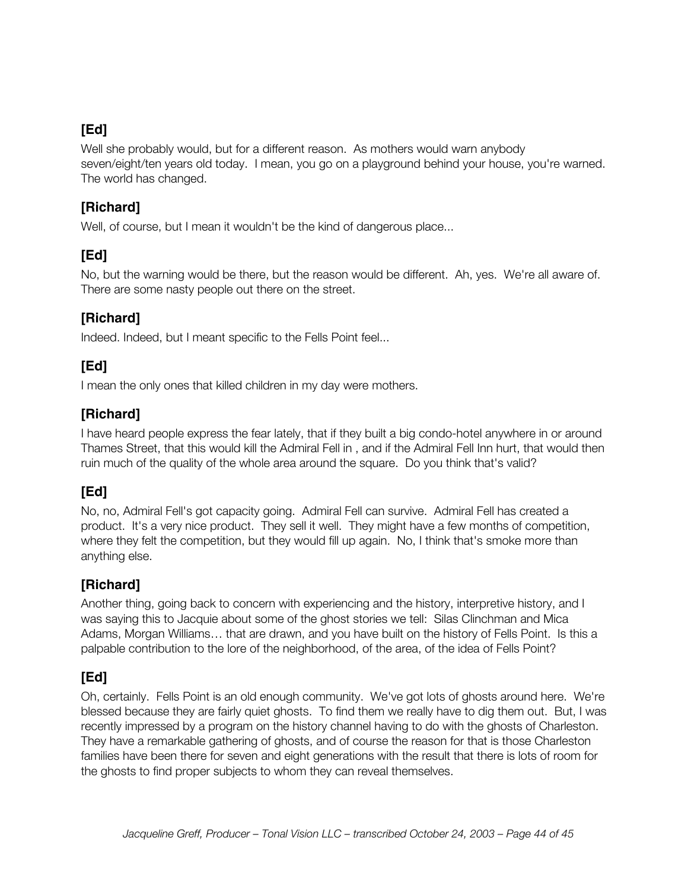### [Ed]

Well she probably would, but for a different reason. As mothers would warn anybody seven/eight/ten years old today. I mean, you go on a playground behind your house, you're warned. The world has changed.

### [Richard]

Well, of course, but I mean it wouldn't be the kind of dangerous place...

### [Ed]

No, but the warning would be there, but the reason would be different. Ah, yes. We're all aware of. There are some nasty people out there on the street.

### [Richard]

Indeed. Indeed, but I meant specific to the Fells Point feel...

### [Ed]

I mean the only ones that killed children in my day were mothers.

### [Richard]

I have heard people express the fear lately, that if they built a big condo-hotel anywhere in or around Thames Street, that this would kill the Admiral Fell in , and if the Admiral Fell Inn hurt, that would then ruin much of the quality of the whole area around the square. Do you think that's valid?

### [Ed]

No, no, Admiral Fell's got capacity going. Admiral Fell can survive. Admiral Fell has created a product. It's a very nice product. They sell it well. They might have a few months of competition, where they felt the competition, but they would fill up again. No, I think that's smoke more than anything else.

### [Richard]

Another thing, going back to concern with experiencing and the history, interpretive history, and I was saying this to Jacquie about some of the ghost stories we tell: Silas Clinchman and Mica Adams, Morgan Williams… that are drawn, and you have built on the history of Fells Point. Is this a palpable contribution to the lore of the neighborhood, of the area, of the idea of Fells Point?

### [Ed]

Oh, certainly. Fells Point is an old enough community. We've got lots of ghosts around here. We're blessed because they are fairly quiet ghosts. To find them we really have to dig them out. But, I was recently impressed by a program on the history channel having to do with the ghosts of Charleston. They have a remarkable gathering of ghosts, and of course the reason for that is those Charleston families have been there for seven and eight generations with the result that there is lots of room for the ghosts to find proper subjects to whom they can reveal themselves.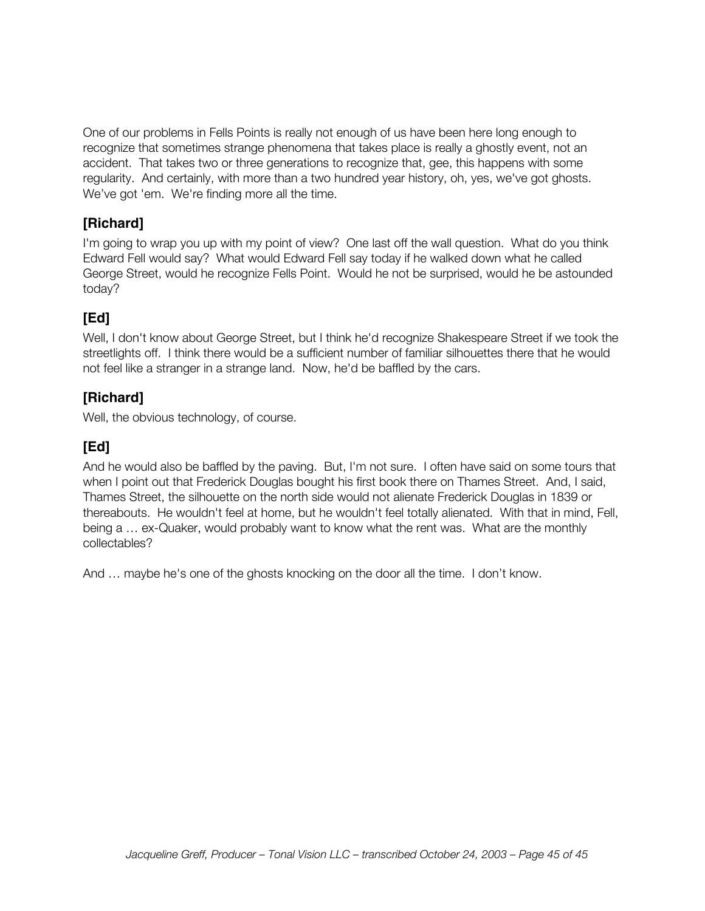One of our problems in Fells Points is really not enough of us have been here long enough to recognize that sometimes strange phenomena that takes place is really a ghostly event, not an accident. That takes two or three generations to recognize that, gee, this happens with some regularity. And certainly, with more than a two hundred year history, oh, yes, we've got ghosts. We've got 'em. We're finding more all the time.

### [Richard]

I'm going to wrap you up with my point of view? One last off the wall question. What do you think Edward Fell would say? What would Edward Fell say today if he walked down what he called George Street, would he recognize Fells Point. Would he not be surprised, would he be astounded today?

### [Ed]

Well, I don't know about George Street, but I think he'd recognize Shakespeare Street if we took the streetlights off. I think there would be a sufficient number of familiar silhouettes there that he would not feel like a stranger in a strange land. Now, he'd be baffled by the cars.

### [Richard]

Well, the obvious technology, of course.

### [Ed]

And he would also be baffled by the paving. But, I'm not sure. I often have said on some tours that when I point out that Frederick Douglas bought his first book there on Thames Street. And, I said, Thames Street, the silhouette on the north side would not alienate Frederick Douglas in 1839 or thereabouts. He wouldn't feel at home, but he wouldn't feel totally alienated. With that in mind, Fell, being a … ex-Quaker, would probably want to know what the rent was. What are the monthly collectables?

And … maybe he's one of the ghosts knocking on the door all the time. I don't know.